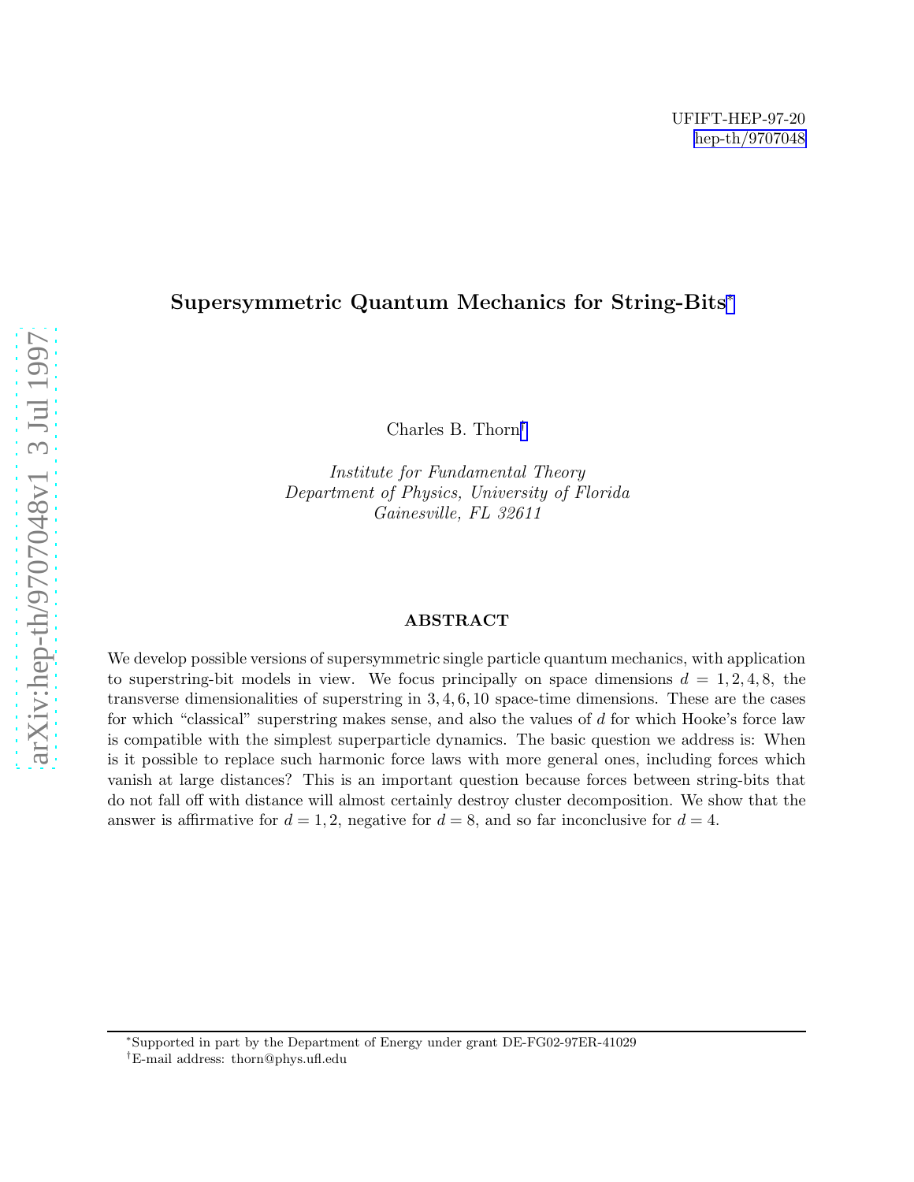UFIFT-HEP-97-20
hep-th/9707048

# Supersymmetric Quantum Mechanics for String-Bits[*]

Charles B. Thorn[†]

*Institute for Fundamental Theory*
*Department of Physics, University of Florida*
*Gainesville, FL 32611*

## ABSTRACT

We develop possible versions of supersymmetric single particle quantum mechanics, with application to superstring-bit models in view. We focus principally on space dimensions $d = 1, 2, 4, 8$, the transverse dimensionalities of superstring in $3, 4, 6, 10$ space-time dimensions. These are the cases for which "classical" superstring makes sense, and also the values of $d$ for which Hooke's force law is compatible with the simplest superparticle dynamics. The basic question we address is: When is it possible to replace such harmonic force laws with more general ones, including forces which vanish at large distances? This is an important question because forces between string-bits that do not fall off with distance will almost certainly destroy cluster decomposition. We show that the answer is affirmative for $d = 1, 2$, negative for $d = 8$, and so far inconclusive for $d = 4$.

---

[*] Supported in part by the Department of Energy under grant DE-FG02-97ER-41029

[†] E-mail address: thorn@phys.ufl.edu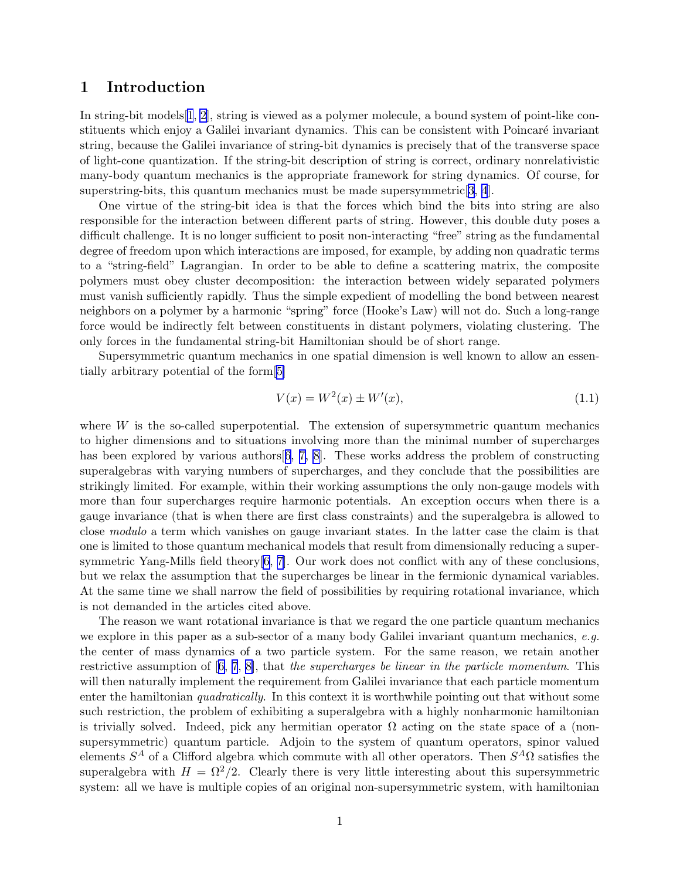# 1 Introduction

In string-bit models[1, 2], string is viewed as a polymer molecule, a bound system of point-like constituents which enjoy a Galilei invariant dynamics. This can be consistent with Poincaré invariant string, because the Galilei invariance of string-bit dynamics is precisely that of the transverse space of light-cone quantization. If the string-bit description of string is correct, ordinary nonrelativistic many-body quantum mechanics is the appropriate framework for string dynamics. Of course, for superstring-bits, this quantum mechanics must be made supersymmetric[3, 4].

One virtue of the string-bit idea is that the forces which bind the bits into string are also responsible for the interaction between different parts of string. However, this double duty poses a difficult challenge. It is no longer sufficient to posit non-interacting "free" string as the fundamental degree of freedom upon which interactions are imposed, for example, by adding non quadratic terms to a "string-field" Lagrangian. In order to be able to define a scattering matrix, the composite polymers must obey cluster decomposition: the interaction between widely separated polymers must vanish sufficiently rapidly. Thus the simple expedient of modelling the bond between nearest neighbors on a polymer by a harmonic "spring" force (Hooke's Law) will not do. Such a long-range force would be indirectly felt between constituents in distant polymers, violating clustering. The only forces in the fundamental string-bit Hamiltonian should be of short range.

Supersymmetric quantum mechanics in one spatial dimension is well known to allow an essentially arbitrary potential of the form[5]

$$V(x) = W^2(x) \pm W'(x), \tag{1.1}$$

where $W$ is the so-called superpotential. The extension of supersymmetric quantum mechanics to higher dimensions and to situations involving more than the minimal number of supercharges has been explored by various authors[6, 7, 8]. These works address the problem of constructing superalgebras with varying numbers of supercharges, and they conclude that the possibilities are strikingly limited. For example, within their working assumptions the only non-gauge models with more than four supercharges require harmonic potentials. An exception occurs when there is a gauge invariance (that is when there are first class constraints) and the superalgebra is allowed to close *modulo* a term which vanishes on gauge invariant states. In the latter case the claim is that one is limited to those quantum mechanical models that result from dimensionally reducing a supersymmetric Yang-Mills field theory[6, 7]. Our work does not conflict with any of these conclusions, but we relax the assumption that the supercharges be linear in the fermionic dynamical variables. At the same time we shall narrow the field of possibilities by requiring rotational invariance, which is not demanded in the articles cited above.

The reason we want rotational invariance is that we regard the one particle quantum mechanics we explore in this paper as a sub-sector of a many body Galilei invariant quantum mechanics, *e.g.* the center of mass dynamics of a two particle system. For the same reason, we retain another restrictive assumption of [6, 7, 8], that *the supercharges be linear in the particle momentum*. This will then naturally implement the requirement from Galilei invariance that each particle momentum enter the hamiltonian *quadratically*. In this context it is worthwhile pointing out that without some such restriction, the problem of exhibiting a superalgebra with a highly nonharmonic hamiltonian is trivially solved. Indeed, pick any hermitian operator $\Omega$ acting on the state space of a (non-supersymmetric) quantum particle. Adjoin to the system of quantum operators, spinor valued elements $S^A$ of a Clifford algebra which commute with all other operators. Then $S^A\Omega$ satisfies the superalgebra with $H = \Omega^2/2$. Clearly there is very little interesting about this supersymmetric system: all we have is multiple copies of an original non-supersymmetric system, with hamiltonian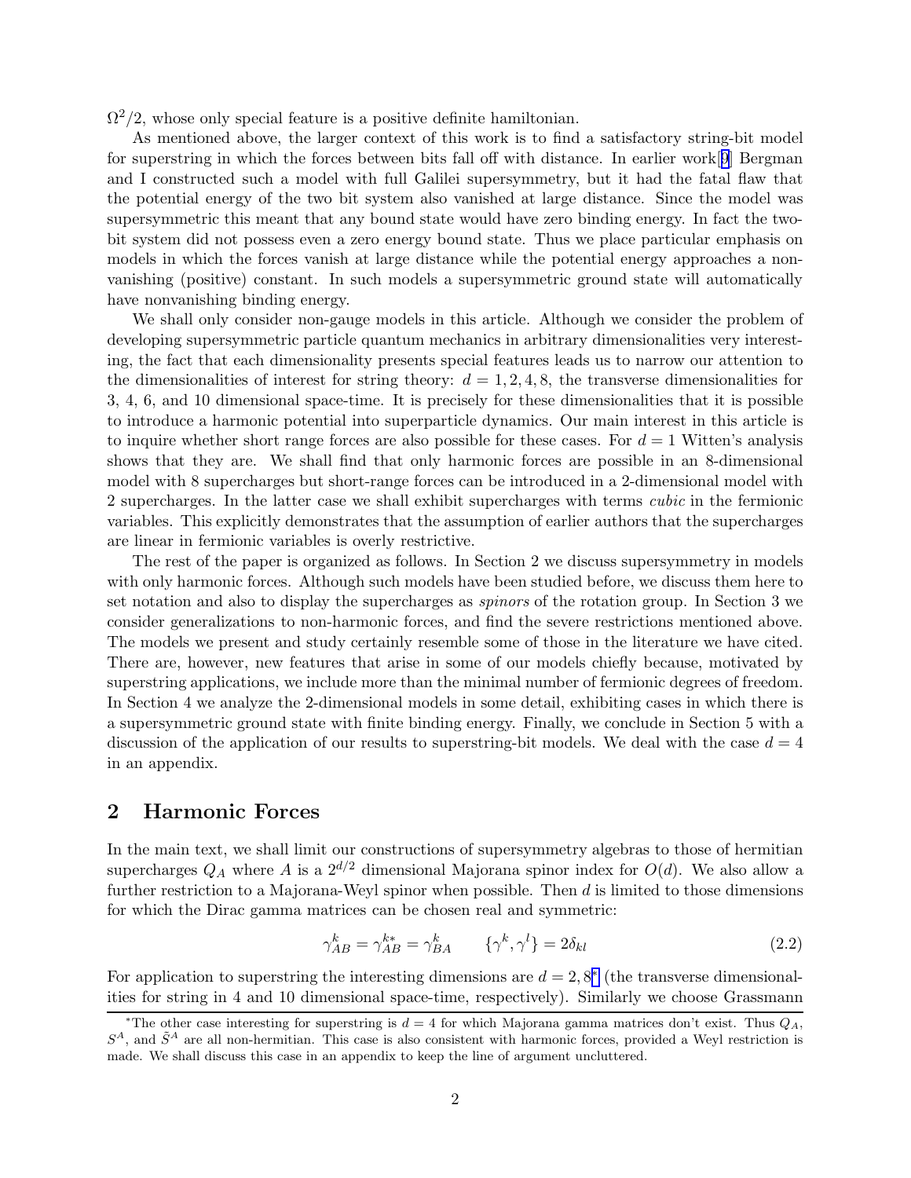$\Omega^2/2$, whose only special feature is a positive definite hamiltonian.

As mentioned above, the larger context of this work is to find a satisfactory string-bit model for superstring in which the forces between bits fall off with distance. In earlier work[9] Bergman and I constructed such a model with full Galilei supersymmetry, but it had the fatal flaw that the potential energy of the two bit system also vanished at large distance. Since the model was supersymmetric this meant that any bound state would have zero binding energy. In fact the two-bit system did not possess even a zero energy bound state. Thus we place particular emphasis on models in which the forces vanish at large distance while the potential energy approaches a non-vanishing (positive) constant. In such models a supersymmetric ground state will automatically have nonvanishing binding energy.

We shall only consider non-gauge models in this article. Although we consider the problem of developing supersymmetric particle quantum mechanics in arbitrary dimensionalities very interesting, the fact that each dimensionality presents special features leads us to narrow our attention to the dimensionalities of interest for string theory: $d = 1, 2, 4, 8$, the transverse dimensionalities for 3, 4, 6, and 10 dimensional space-time. It is precisely for these dimensionalities that it is possible to introduce a harmonic potential into superparticle dynamics. Our main interest in this article is to inquire whether short range forces are also possible for these cases. For $d = 1$ Witten's analysis shows that they are. We shall find that only harmonic forces are possible in an 8-dimensional model with 8 supercharges but short-range forces can be introduced in a 2-dimensional model with 2 supercharges. In the latter case we shall exhibit supercharges with terms *cubic* in the fermionic variables. This explicitly demonstrates that the assumption of earlier authors that the supercharges are linear in fermionic variables is overly restrictive.

The rest of the paper is organized as follows. In Section 2 we discuss supersymmetry in models with only harmonic forces. Although such models have been studied before, we discuss them here to set notation and also to display the supercharges as *spinors* of the rotation group. In Section 3 we consider generalizations to non-harmonic forces, and find the severe restrictions mentioned above. The models we present and study certainly resemble some of those in the literature we have cited. There are, however, new features that arise in some of our models chiefly because, motivated by superstring applications, we include more than the minimal number of fermionic degrees of freedom. In Section 4 we analyze the 2-dimensional models in some detail, exhibiting cases in which there is a supersymmetric ground state with finite binding energy. Finally, we conclude in Section 5 with a discussion of the application of our results to superstring-bit models. We deal with the case $d = 4$ in an appendix.

## 2 Harmonic Forces

In the main text, we shall limit our constructions of supersymmetry algebras to those of hermitian supercharges $Q_A$ where $A$ is a $2^{d/2}$ dimensional Majorana spinor index for $O(d)$. We also allow a further restriction to a Majorana-Weyl spinor when possible. Then $d$ is limited to those dimensions for which the Dirac gamma matrices can be chosen real and symmetric:

$$\gamma^k_{AB} = \gamma^{k*}_{AB} = \gamma^k_{BA} \qquad \{\gamma^k, \gamma^l\} = 2\delta_{kl} \tag{2.2}$$

For application to superstring the interesting dimensions are $d = 2, 8$* (the transverse dimensionalities for string in 4 and 10 dimensional space-time, respectively). Similarly we choose Grassmann

*The other case interesting for superstring is $d = 4$ for which Majorana gamma matrices don't exist. Thus $Q_A$, $S^A$, and $\tilde{S}^A$ are all non-hermitian. This case is also consistent with harmonic forces, provided a Weyl restriction is made. We shall discuss this case in an appendix to keep the line of argument uncluttered.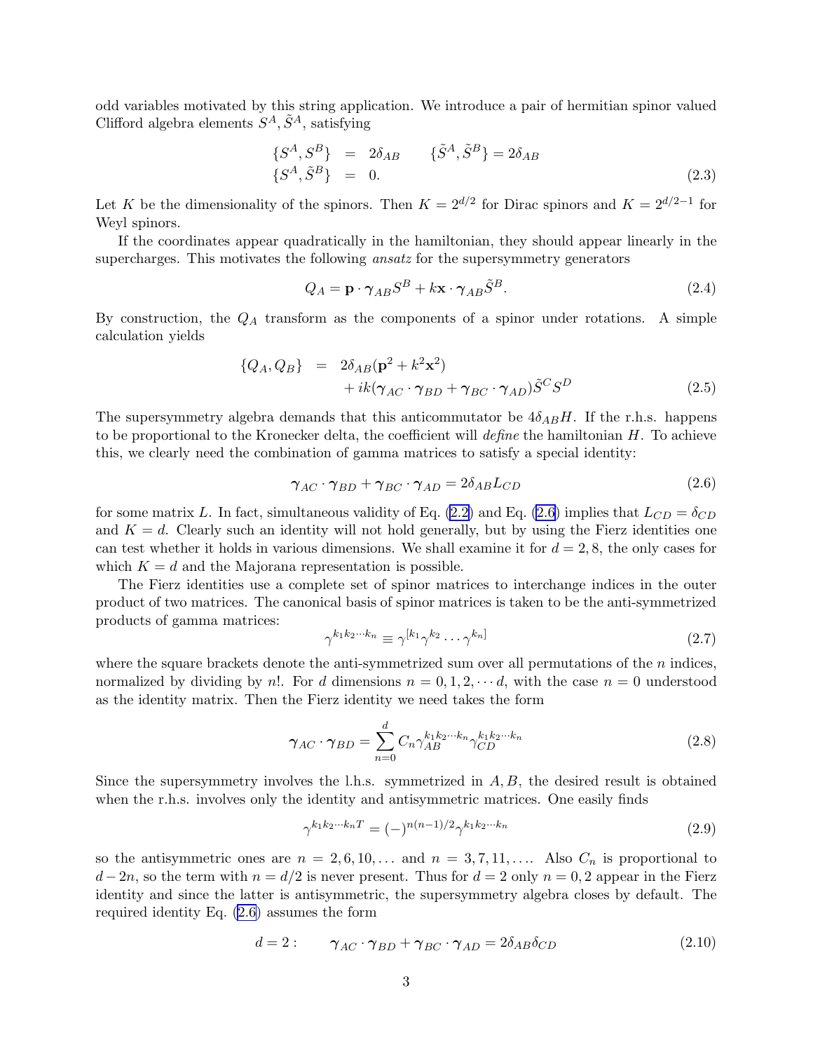odd variables motivated by this string application. We introduce a pair of hermitian spinor valued Clifford algebra elements $S^A, \tilde{S}^A$, satisfying

$$
\begin{aligned}
\{S^A, S^B\} &= 2\delta_{AB} \qquad \{\tilde{S}^A, \tilde{S}^B\} = 2\delta_{AB} \\
\{S^A, \tilde{S}^B\} &= 0.
\end{aligned} \tag{2.3}
$$

Let $K$ be the dimensionality of the spinors. Then $K = 2^{d/2}$ for Dirac spinors and $K = 2^{d/2-1}$ for Weyl spinors.

If the coordinates appear quadratically in the hamiltonian, they should appear linearly in the supercharges. This motivates the following *ansatz* for the supersymmetry generators

$$
Q_A = \mathbf{p} \cdot \boldsymbol{\gamma}_{AB} S^B + k\mathbf{x} \cdot \boldsymbol{\gamma}_{AB} \tilde{S}^B. \tag{2.4}
$$

By construction, the $Q_A$ transform as the components of a spinor under rotations. A simple calculation yields

$$
\begin{aligned}
\{Q_A, Q_B\} &= 2\delta_{AB}(\mathbf{p}^2 + k^2\mathbf{x}^2) \\
&\quad + ik(\boldsymbol{\gamma}_{AC} \cdot \boldsymbol{\gamma}_{BD} + \boldsymbol{\gamma}_{BC} \cdot \boldsymbol{\gamma}_{AD})\tilde{S}^C S^D
\end{aligned} \tag{2.5}
$$

The supersymmetry algebra demands that this anticommutator be $4\delta_{AB}H$. If the r.h.s. happens to be proportional to the Kronecker delta, the coefficient will *define* the hamiltonian $H$. To achieve this, we clearly need the combination of gamma matrices to satisfy a special identity:

$$
\boldsymbol{\gamma}_{AC} \cdot \boldsymbol{\gamma}_{BD} + \boldsymbol{\gamma}_{BC} \cdot \boldsymbol{\gamma}_{AD} = 2\delta_{AB} L_{CD} \tag{2.6}
$$

for some matrix $L$. In fact, simultaneous validity of Eq. (2.2) and Eq. (2.6) implies that $L_{CD} = \delta_{CD}$ and $K = d$. Clearly such an identity will not hold generally, but by using the Fierz identities one can test whether it holds in various dimensions. We shall examine it for $d = 2, 8$, the only cases for which $K = d$ and the Majorana representation is possible.

The Fierz identities use a complete set of spinor matrices to interchange indices in the outer product of two matrices. The canonical basis of spinor matrices is taken to be the anti-symmetrized products of gamma matrices:

$$
\gamma^{k_1 k_2 \cdots k_n} \equiv \gamma^{[k_1}\gamma^{k_2} \cdots \gamma^{k_n]} \tag{2.7}
$$

where the square brackets denote the anti-symmetrized sum over all permutations of the $n$ indices, normalized by dividing by $n!$. For $d$ dimensions $n = 0, 1, 2, \cdots d$, with the case $n = 0$ understood as the identity matrix. Then the Fierz identity we need takes the form

$$
\boldsymbol{\gamma}_{AC} \cdot \boldsymbol{\gamma}_{BD} = \sum_{n=0}^{d} C_n \gamma_{AB}^{k_1 k_2 \cdots k_n} \gamma_{CD}^{k_1 k_2 \cdots k_n} \tag{2.8}
$$

Since the supersymmetry involves the l.h.s. symmetrized in $A, B$, the desired result is obtained when the r.h.s. involves only the identity and antisymmetric matrices. One easily finds

$$
\gamma^{k_1 k_2 \cdots k_n T} = (-)^{n(n-1)/2} \gamma^{k_1 k_2 \cdots k_n} \tag{2.9}
$$

so the antisymmetric ones are $n = 2, 6, 10, \ldots$ and $n = 3, 7, 11, \ldots$. Also $C_n$ is proportional to $d - 2n$, so the term with $n = d/2$ is never present. Thus for $d = 2$ only $n = 0, 2$ appear in the Fierz identity and since the latter is antisymmetric, the supersymmetry algebra closes by default. The required identity Eq. (2.6) assumes the form

$$
d = 2: \qquad \boldsymbol{\gamma}_{AC} \cdot \boldsymbol{\gamma}_{BD} + \boldsymbol{\gamma}_{BC} \cdot \boldsymbol{\gamma}_{AD} = 2\delta_{AB}\delta_{CD} \tag{2.10}
$$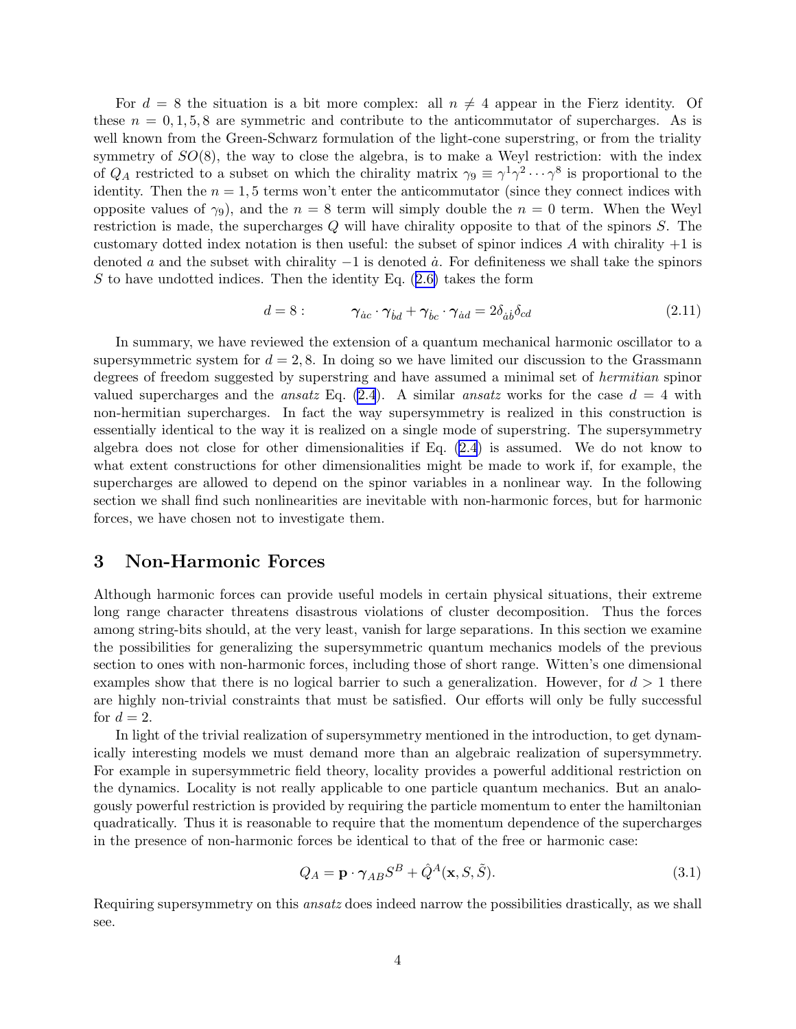For $d = 8$ the situation is a bit more complex: all $n \neq 4$ appear in the Fierz identity. Of these $n = 0, 1, 5, 8$ are symmetric and contribute to the anticommutator of supercharges. As is well known from the Green-Schwarz formulation of the light-cone superstring, or from the triality symmetry of $SO(8)$, the way to close the algebra, is to make a Weyl restriction: with the index of $Q_A$ restricted to a subset on which the chirality matrix $\gamma_9 \equiv \gamma^1\gamma^2\cdots\gamma^8$ is proportional to the identity. Then the $n = 1, 5$ terms won't enter the anticommutator (since they connect indices with opposite values of $\gamma_9$), and the $n = 8$ term will simply double the $n = 0$ term. When the Weyl restriction is made, the supercharges $Q$ will have chirality opposite to that of the spinors $S$. The customary dotted index notation is then useful: the subset of spinor indices $A$ with chirality $+1$ is denoted $a$ and the subset with chirality $-1$ is denoted $\dot{a}$. For definiteness we shall take the spinors $S$ to have undotted indices. Then the identity Eq. (2.6) takes the form

$$d = 8: \qquad \boldsymbol{\gamma}_{\dot{a}c} \cdot \boldsymbol{\gamma}_{\dot{b}d} + \boldsymbol{\gamma}_{\dot{b}c} \cdot \boldsymbol{\gamma}_{\dot{a}d} = 2\delta_{\dot{a}\dot{b}}\delta_{cd} \tag{2.11}$$

In summary, we have reviewed the extension of a quantum mechanical harmonic oscillator to a supersymmetric system for $d = 2, 8$. In doing so we have limited our discussion to the Grassmann degrees of freedom suggested by superstring and have assumed a minimal set of *hermitian* spinor valued supercharges and the *ansatz* Eq. (2.4). A similar *ansatz* works for the case $d = 4$ with non-hermitian supercharges. In fact the way supersymmetry is realized in this construction is essentially identical to the way it is realized on a single mode of superstring. The supersymmetry algebra does not close for other dimensionalities if Eq. (2.4) is assumed. We do not know to what extent constructions for other dimensionalities might be made to work if, for example, the supercharges are allowed to depend on the spinor variables in a nonlinear way. In the following section we shall find such nonlinearities are inevitable with non-harmonic forces, but for harmonic forces, we have chosen not to investigate them.

## 3 Non-Harmonic Forces

Although harmonic forces can provide useful models in certain physical situations, their extreme long range character threatens disastrous violations of cluster decomposition. Thus the forces among string-bits should, at the very least, vanish for large separations. In this section we examine the possibilities for generalizing the supersymmetric quantum mechanics models of the previous section to ones with non-harmonic forces, including those of short range. Witten's one dimensional examples show that there is no logical barrier to such a generalization. However, for $d > 1$ there are highly non-trivial constraints that must be satisfied. Our efforts will only be fully successful for $d = 2$.

In light of the trivial realization of supersymmetry mentioned in the introduction, to get dynamically interesting models we must demand more than an algebraic realization of supersymmetry. For example in supersymmetric field theory, locality provides a powerful additional restriction on the dynamics. Locality is not really applicable to one particle quantum mechanics. But an analogously powerful restriction is provided by requiring the particle momentum to enter the hamiltonian quadratically. Thus it is reasonable to require that the momentum dependence of the supercharges in the presence of non-harmonic forces be identical to that of the free or harmonic case:

$$Q_A = \mathbf{p} \cdot \boldsymbol{\gamma}_{AB} S^B + \hat{Q}^A(\mathbf{x}, S, \tilde{S}). \tag{3.1}$$

Requiring supersymmetry on this *ansatz* does indeed narrow the possibilities drastically, as we shall see.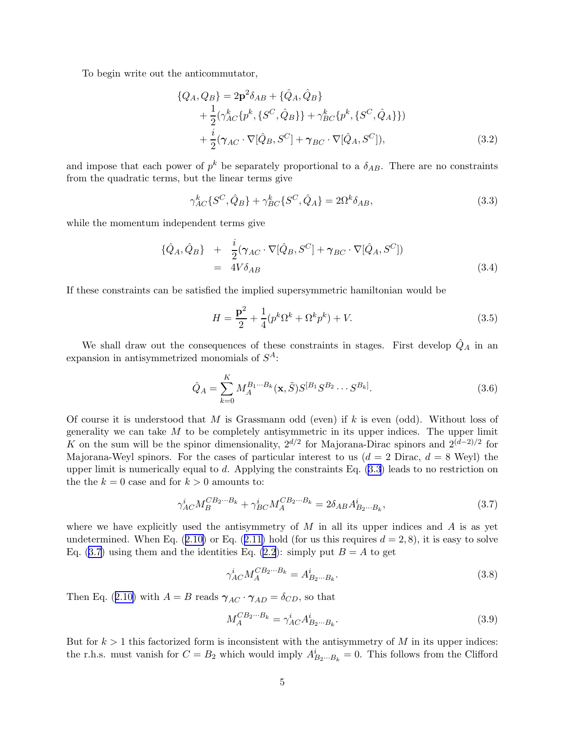To begin write out the anticommutator,

$$
\begin{aligned}
\{Q_A, Q_B\} = 2\mathbf{p}^2\delta_{AB} &+ \{\hat{Q}_A, \hat{Q}_B\} \\
&+ \frac{1}{2}(\gamma^k_{AC}\{p^k, \{S^C, \hat{Q}_B\}\} + \gamma^k_{BC}\{p^k, \{S^C, \hat{Q}_A\}\}) \\
&+ \frac{i}{2}(\boldsymbol{\gamma}_{AC}\cdot\nabla[\hat{Q}_B, S^C] + \boldsymbol{\gamma}_{BC}\cdot\nabla[\hat{Q}_A, S^C]),
\end{aligned}
\tag{3.2}
$$

and impose that each power of $p^k$ be separately proportional to a $\delta_{AB}$. There are no constraints from the quadratic terms, but the linear terms give

$$
\gamma^k_{AC}\{S^C, \hat{Q}_B\} + \gamma^k_{BC}\{S^C, \hat{Q}_A\} = 2\Omega^k\delta_{AB},
\tag{3.3}
$$

while the momentum independent terms give

$$
\begin{aligned}
\{\hat{Q}_A, \hat{Q}_B\} \quad &+ \quad \frac{i}{2}(\boldsymbol{\gamma}_{AC}\cdot\nabla[\hat{Q}_B, S^C] + \boldsymbol{\gamma}_{BC}\cdot\nabla[\hat{Q}_A, S^C]) \\
&= \quad 4V\delta_{AB}
\end{aligned}
\tag{3.4}
$$

If these constraints can be satisfied the implied supersymmetric hamiltonian would be

$$
H = \frac{\mathbf{p}^2}{2} + \frac{1}{4}(p^k\Omega^k + \Omega^k p^k) + V.
\tag{3.5}
$$

We shall draw out the consequences of these constraints in stages. First develop $\hat{Q}_A$ in an expansion in antisymmetrized monomials of $S^A$:

$$
\hat{Q}_A = \sum_{k=0}^{K} M_A^{B_1\cdots B_k}(\mathbf{x}, \tilde{S}) S^{[B_1}S^{B_2}\cdots S^{B_k]}.
\tag{3.6}
$$

Of course it is understood that $M$ is Grassmann odd (even) if $k$ is even (odd). Without loss of generality we can take $M$ to be completely antisymmetric in its upper indices. The upper limit $K$ on the sum will be the spinor dimensionality, $2^{d/2}$ for Majorana-Dirac spinors and $2^{(d-2)/2}$ for Majorana-Weyl spinors. For the cases of particular interest to us ($d = 2$ Dirac, $d = 8$ Weyl) the upper limit is numerically equal to $d$. Applying the constraints Eq. (3.3) leads to no restriction on the the $k = 0$ case and for $k > 0$ amounts to:

$$
\gamma^i_{AC}M_B^{CB_2\cdots B_k} + \gamma^i_{BC}M_A^{CB_2\cdots B_k} = 2\delta_{AB}A^i_{B_2\cdots B_k},
\tag{3.7}
$$

where we have explicitly used the antisymmetry of $M$ in all its upper indices and $A$ is as yet undetermined. When Eq. (2.10) or Eq. (2.11) hold (for us this requires $d = 2, 8$), it is easy to solve Eq. (3.7) using them and the identities Eq. (2.2): simply put $B = A$ to get

$$
\gamma^i_{AC}M_A^{CB_2\cdots B_k} = A^i_{B_2\cdots B_k}.
\tag{3.8}
$$

Then Eq. (2.10) with $A = B$ reads $\boldsymbol{\gamma}_{AC}\cdot\boldsymbol{\gamma}_{AD} = \delta_{CD}$, so that

$$
M_A^{CB_2\cdots B_k} = \gamma^i_{AC}A^i_{B_2\cdots B_k}.
\tag{3.9}
$$

But for $k > 1$ this factorized form is inconsistent with the antisymmetry of $M$ in its upper indices: the r.h.s. must vanish for $C = B_2$ which would imply $A^i_{B_2\cdots B_k} = 0$. This follows from the Clifford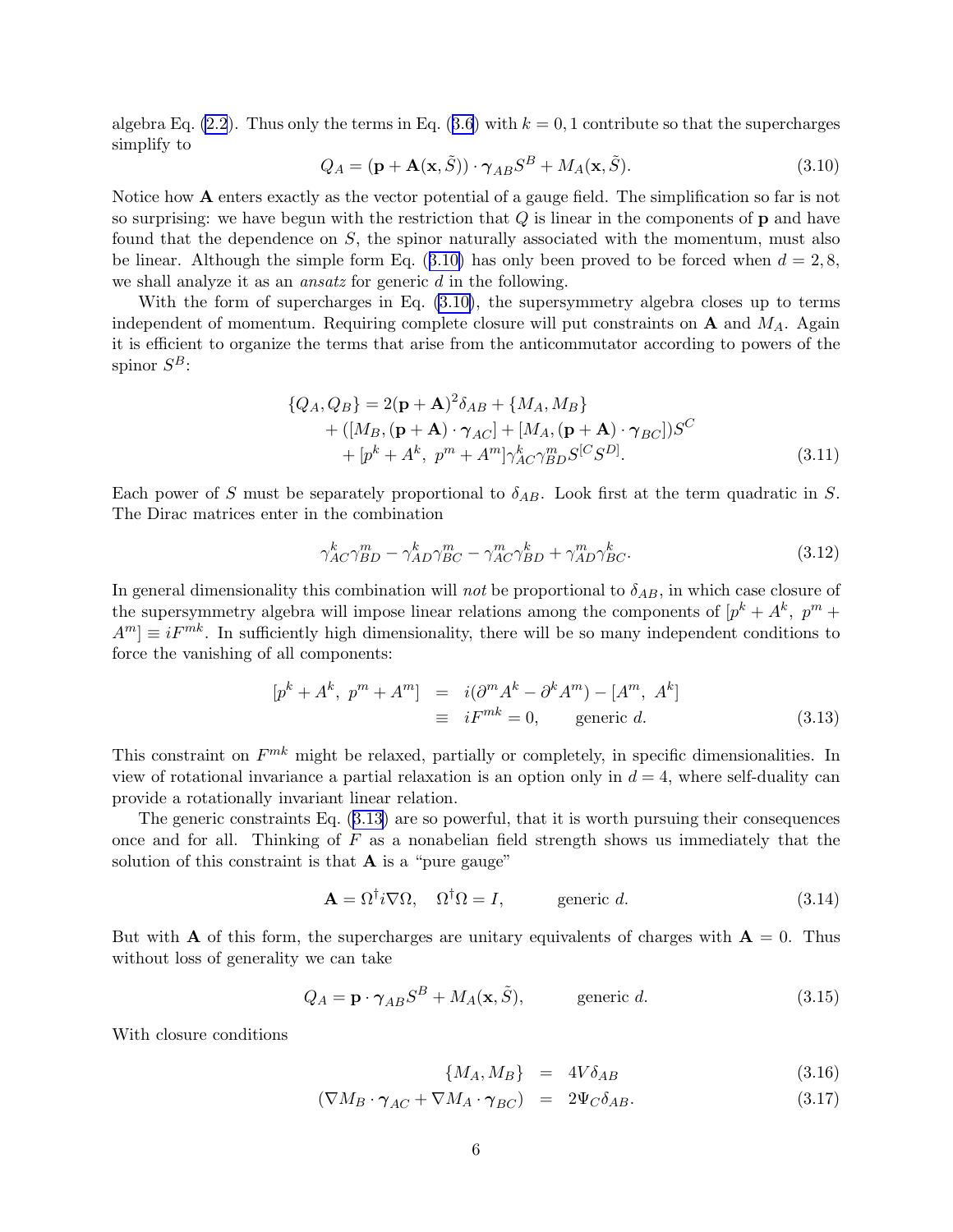algebra Eq. (2.2). Thus only the terms in Eq. (3.6) with $k = 0, 1$ contribute so that the supercharges simplify to

$$Q_A = (\mathbf{p} + \mathbf{A}(\mathbf{x}, \tilde{S})) \cdot \boldsymbol{\gamma}_{AB} S^B + M_A(\mathbf{x}, \tilde{S}). \tag{3.10}$$

Notice how $\mathbf{A}$ enters exactly as the vector potential of a gauge field. The simplification so far is not so surprising: we have begun with the restriction that $Q$ is linear in the components of $\mathbf{p}$ and have found that the dependence on $S$, the spinor naturally associated with the momentum, must also be linear. Although the simple form Eq. (3.10) has only been proved to be forced when $d = 2, 8$, we shall analyze it as an *ansatz* for generic $d$ in the following.

With the form of supercharges in Eq. (3.10), the supersymmetry algebra closes up to terms independent of momentum. Requiring complete closure will put constraints on $\mathbf{A}$ and $M_A$. Again it is efficient to organize the terms that arise from the anticommutator according to powers of the spinor $S^B$:

$$\begin{aligned}
\{Q_A, Q_B\} = {} & 2(\mathbf{p} + \mathbf{A})^2 \delta_{AB} + \{M_A, M_B\} \\
& + ([M_B, (\mathbf{p} + \mathbf{A}) \cdot \boldsymbol{\gamma}_{AC}] + [M_A, (\mathbf{p} + \mathbf{A}) \cdot \boldsymbol{\gamma}_{BC}]) S^C \\
& + [p^k + A^k,\ p^m + A^m] \gamma^k_{AC} \gamma^m_{BD} S^{[C} S^{D]}.
\end{aligned} \tag{3.11}$$

Each power of $S$ must be separately proportional to $\delta_{AB}$. Look first at the term quadratic in $S$. The Dirac matrices enter in the combination

$$\gamma^k_{AC} \gamma^m_{BD} - \gamma^k_{AD} \gamma^m_{BC} - \gamma^m_{AC} \gamma^k_{BD} + \gamma^m_{AD} \gamma^k_{BC}. \tag{3.12}$$

In general dimensionality this combination will *not* be proportional to $\delta_{AB}$, in which case closure of the supersymmetry algebra will impose linear relations among the components of $[p^k + A^k,\ p^m + A^m] \equiv iF^{mk}$. In sufficiently high dimensionality, there will be so many independent conditions to force the vanishing of all components:

$$\begin{aligned}
[p^k + A^k,\ p^m + A^m] &= i(\partial^m A^k - \partial^k A^m) - [A^m,\ A^k] \\
&\equiv iF^{mk} = 0, \qquad \text{generic } d.
\end{aligned} \tag{3.13}$$

This constraint on $F^{mk}$ might be relaxed, partially or completely, in specific dimensionalities. In view of rotational invariance a partial relaxation is an option only in $d = 4$, where self-duality can provide a rotationally invariant linear relation.

The generic constraints Eq. (3.13) are so powerful, that it is worth pursuing their consequences once and for all. Thinking of $F$ as a nonabelian field strength shows us immediately that the solution of this constraint is that $\mathbf{A}$ is a "pure gauge"

$$\mathbf{A} = \Omega^\dagger i \nabla \Omega, \quad \Omega^\dagger \Omega = I, \qquad \text{generic } d. \tag{3.14}$$

But with $\mathbf{A}$ of this form, the supercharges are unitary equivalents of charges with $\mathbf{A} = 0$. Thus without loss of generality we can take

$$Q_A = \mathbf{p} \cdot \boldsymbol{\gamma}_{AB} S^B + M_A(\mathbf{x}, \tilde{S}), \qquad \text{generic } d. \tag{3.15}$$

With closure conditions

$$\{M_A, M_B\} = 4V \delta_{AB} \tag{3.16}$$

$$(\nabla M_B \cdot \boldsymbol{\gamma}_{AC} + \nabla M_A \cdot \boldsymbol{\gamma}_{BC}) = 2\Psi_C \delta_{AB}. \tag{3.17}$$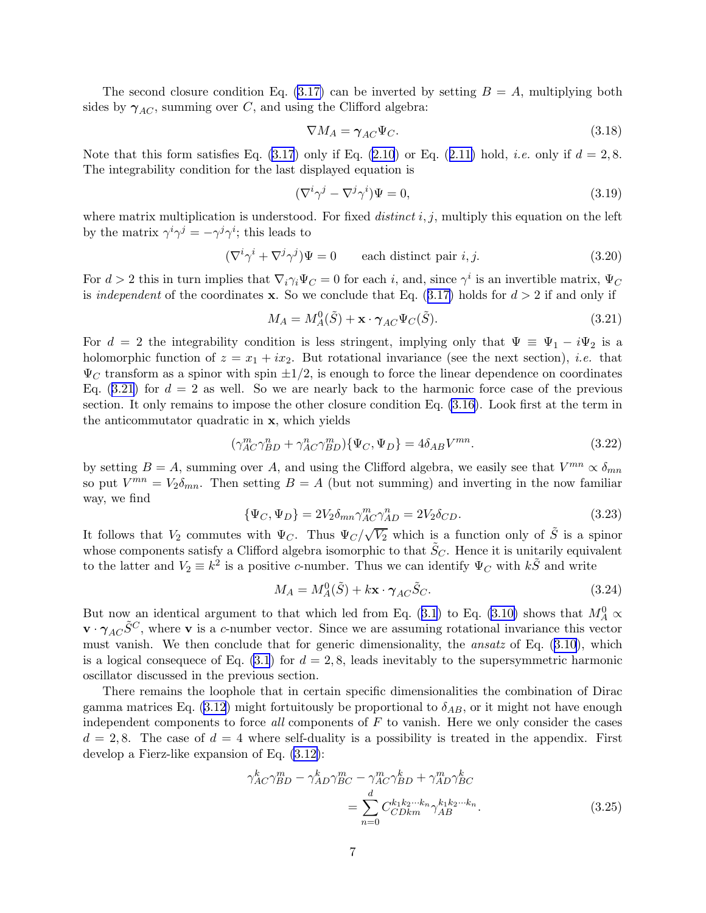The second closure condition Eq. (3.17) can be inverted by setting $B = A$, multiplying both sides by $\boldsymbol{\gamma}_{AC}$, summing over $C$, and using the Clifford algebra:

$$\nabla M_A = \boldsymbol{\gamma}_{AC} \Psi_C. \tag{3.18}$$

Note that this form satisfies Eq. (3.17) only if Eq. (2.10) or Eq. (2.11) hold, *i.e.* only if $d = 2, 8$. The integrability condition for the last displayed equation is

$$(\nabla^i \gamma^j - \nabla^j \gamma^i)\Psi = 0, \tag{3.19}$$

where matrix multiplication is understood. For fixed *distinct* $i, j$, multiply this equation on the left by the matrix $\gamma^i \gamma^j = -\gamma^j \gamma^i$; this leads to

$$(\nabla^i \gamma^i + \nabla^j \gamma^j)\Psi = 0 \qquad \text{each distinct pair } i, j. \tag{3.20}$$

For $d > 2$ this in turn implies that $\nabla_i \gamma_i \Psi_C = 0$ for each $i$, and, since $\gamma^i$ is an invertible matrix, $\Psi_C$ is *independent* of the coordinates $\mathbf{x}$. So we conclude that Eq. (3.17) holds for $d > 2$ if and only if

$$M_A = M_A^0(\tilde{S}) + \mathbf{x} \cdot \boldsymbol{\gamma}_{AC} \Psi_C(\tilde{S}). \tag{3.21}$$

For $d = 2$ the integrability condition is less stringent, implying only that $\Psi \equiv \Psi_1 - i\Psi_2$ is a holomorphic function of $z = x_1 + ix_2$. But rotational invariance (see the next section), *i.e.* that $\Psi_C$ transform as a spinor with spin $\pm 1/2$, is enough to force the linear dependence on coordinates Eq. (3.21) for $d = 2$ as well. So we are nearly back to the harmonic force case of the previous section. It only remains to impose the other closure condition Eq. (3.16). Look first at the term in the anticommutator quadratic in $\mathbf{x}$, which yields

$$(\gamma^m_{AC} \gamma^n_{BD} + \gamma^n_{AC} \gamma^m_{BD}) \{\Psi_C, \Psi_D\} = 4\delta_{AB} V^{mn}. \tag{3.22}$$

by setting $B = A$, summing over $A$, and using the Clifford algebra, we easily see that $V^{mn} \propto \delta_{mn}$ so put $V^{mn} = V_2 \delta_{mn}$. Then setting $B = A$ (but not summing) and inverting in the now familiar way, we find

$$\{\Psi_C, \Psi_D\} = 2V_2 \delta_{mn} \gamma^m_{AC} \gamma^n_{AD} = 2V_2 \delta_{CD}. \tag{3.23}$$

It follows that $V_2$ commutes with $\Psi_C$. Thus $\Psi_C / \sqrt{V_2}$ which is a function only of $\tilde{S}$ is a spinor whose components satisfy a Clifford algebra isomorphic to that $\tilde{S}_C$. Hence it is unitarily equivalent to the latter and $V_2 \equiv k^2$ is a positive $c$-number. Thus we can identify $\Psi_C$ with $k\tilde{S}$ and write

$$M_A = M_A^0(\tilde{S}) + k\mathbf{x} \cdot \boldsymbol{\gamma}_{AC} \tilde{S}_C. \tag{3.24}$$

But now an identical argument to that which led from Eq. (3.1) to Eq. (3.10) shows that $M_A^0 \propto \mathbf{v} \cdot \boldsymbol{\gamma}_{AC} \tilde{S}^C$, where $\mathbf{v}$ is a $c$-number vector. Since we are assuming rotational invariance this vector must vanish. We then conclude that for generic dimensionality, the *ansatz* of Eq. (3.10), which is a logical consequece of Eq. (3.1) for $d = 2, 8$, leads inevitably to the supersymmetric harmonic oscillator discussed in the previous section.

There remains the loophole that in certain specific dimensionalities the combination of Dirac gamma matrices Eq. (3.12) might fortuitously be proportional to $\delta_{AB}$, or it might not have enough independent components to force *all* components of $F$ to vanish. Here we only consider the cases $d = 2, 8$. The case of $d = 4$ where self-duality is a possibility is treated in the appendix. First develop a Fierz-like expansion of Eq. (3.12):

$$\begin{aligned} \gamma^k_{AC} \gamma^m_{BD} - \gamma^k_{AD} \gamma^m_{BC} - \gamma^m_{AC} \gamma^k_{BD} + \gamma^m_{AD} \gamma^k_{BC} \\ = \sum_{n=0}^{d} C^{k_1 k_2 \cdots k_n}_{CDkm} \gamma^{k_1 k_2 \cdots k_n}_{AB}. \end{aligned} \tag{3.25}$$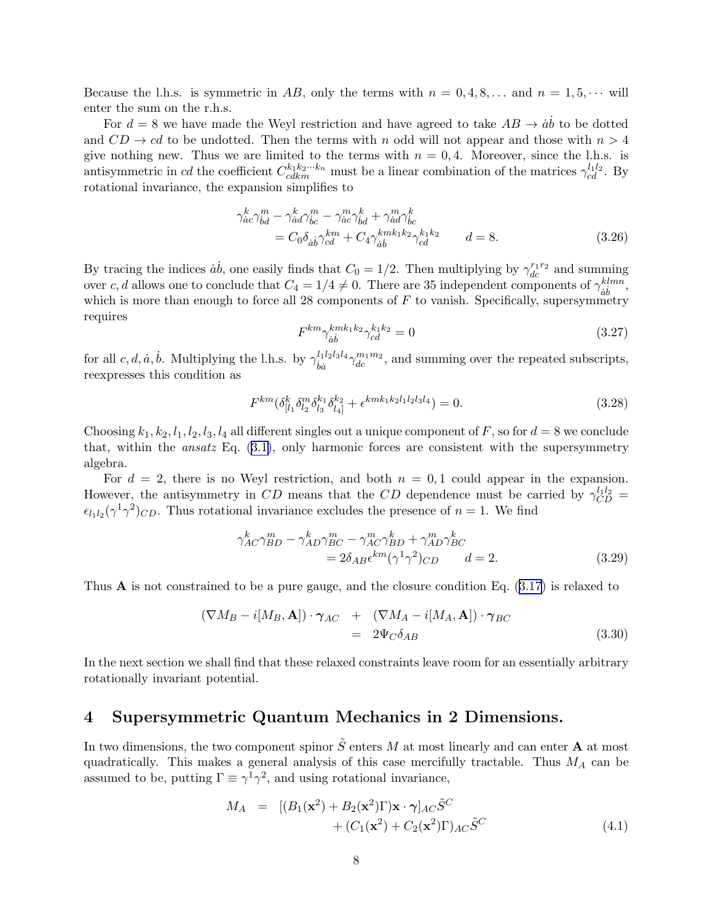Because the l.h.s. is symmetric in $AB$, only the terms with $n = 0, 4, 8, \ldots$ and $n = 1, 5, \cdots$ will enter the sum on the r.h.s.

For $d = 8$ we have made the Weyl restriction and have agreed to take $AB \to \dot{a}\dot{b}$ to be dotted and $CD \to cd$ to be undotted. Then the terms with $n$ odd will not appear and those with $n > 4$ give nothing new. Thus we are limited to the terms with $n = 0, 4$. Moreover, since the l.h.s. is antisymmetric in $cd$ the coefficient $C^{k_1 k_2 \cdots k_n}_{cdkm}$ must be a linear combination of the matrices $\gamma^{l_1 l_2}_{cd}$. By rotational invariance, the expansion simplifies to

$$
\begin{aligned}
\gamma^k_{\dot{a}c}\gamma^m_{\dot{b}d} - \gamma^k_{\dot{a}d}\gamma^m_{\dot{b}c} - \gamma^m_{\dot{a}c}\gamma^k_{\dot{b}d} + \gamma^m_{\dot{a}d}\gamma^k_{\dot{b}c} \\
= C_0 \delta_{\dot{a}\dot{b}}\gamma^{km}_{cd} + C_4 \gamma^{kmk_1k_2}_{\dot{a}\dot{b}}\gamma^{k_1k_2}_{cd} \qquad d = 8.
\end{aligned}
\tag{3.26}
$$

By tracing the indices $\dot{a}\dot{b}$, one easily finds that $C_0 = 1/2$. Then multiplying by $\gamma^{r_1 r_2}_{dc}$ and summing over $c, d$ allows one to conclude that $C_4 = 1/4 \neq 0$. There are 35 independent components of $\gamma^{klmn}_{\dot{a}\dot{b}}$, which is more than enough to force all 28 components of $F$ to vanish. Specifically, supersymmetry requires

$$
F^{km}\gamma^{kmk_1k_2}_{\dot{a}\dot{b}}\gamma^{k_1k_2}_{cd} = 0 \tag{3.27}
$$

for all $c, d, \dot{a}, \dot{b}$. Multiplying the l.h.s. by $\gamma^{l_1l_2l_3l_4}_{\dot{b}\dot{a}}\gamma^{m_1m_2}_{dc}$, and summing over the repeated subscripts, reexpresses this condition as

$$
F^{km}(\delta^k_{[l_1}\delta^m_{l_2}\delta^{k_1}_{l_3}\delta^{k_2}_{l_4]} + \epsilon^{kmk_1k_2l_1l_2l_3l_4}) = 0. \tag{3.28}
$$

Choosing $k_1, k_2, l_1, l_2, l_3, l_4$ all different singles out a unique component of $F$, so for $d = 8$ we conclude that, within the *ansatz* Eq. (3.1), only harmonic forces are consistent with the supersymmetry algebra.

For $d = 2$, there is no Weyl restriction, and both $n = 0, 1$ could appear in the expansion. However, the antisymmetry in $CD$ means that the $CD$ dependence must be carried by $\gamma^{l_1l_2}_{CD} = \epsilon_{l_1l_2}(\gamma^1\gamma^2)_{CD}$. Thus rotational invariance excludes the presence of $n = 1$. We find

$$
\begin{aligned}
\gamma^k_{AC}\gamma^m_{BD} - \gamma^k_{AD}\gamma^m_{BC} - \gamma^m_{AC}\gamma^k_{BD} + \gamma^m_{AD}\gamma^k_{BC} \\
= 2\delta_{AB}\epsilon^{km}(\gamma^1\gamma^2)_{CD} \qquad d = 2.
\end{aligned}
\tag{3.29}
$$

Thus $\mathbf{A}$ is not constrained to be a pure gauge, and the closure condition Eq. (3.17) is relaxed to

$$
\begin{aligned}
(\nabla M_B - i[M_B, \mathbf{A}]) \cdot \boldsymbol{\gamma}_{AC} \quad &+ \quad (\nabla M_A - i[M_A, \mathbf{A}]) \cdot \boldsymbol{\gamma}_{BC} \\
&= \quad 2\Psi_C \delta_{AB}
\end{aligned}
\tag{3.30}
$$

In the next section we shall find that these relaxed constraints leave room for an essentially arbitrary rotationally invariant potential.

## 4 Supersymmetric Quantum Mechanics in 2 Dimensions.

In two dimensions, the two component spinor $\tilde{S}$ enters $M$ at most linearly and can enter $\mathbf{A}$ at most quadratically. This makes a general analysis of this case mercifully tractable. Thus $M_A$ can be assumed to be, putting $\Gamma \equiv \gamma^1\gamma^2$, and using rotational invariance,

$$
\begin{aligned}
M_A \quad = \quad & [(B_1(\mathbf{x}^2) + B_2(\mathbf{x}^2)\Gamma)\mathbf{x} \cdot \boldsymbol{\gamma}]_{AC}\tilde{S}^C \\
& + (C_1(\mathbf{x}^2) + C_2(\mathbf{x}^2)\Gamma)_{AC}\tilde{S}^C
\end{aligned}
\tag{4.1}
$$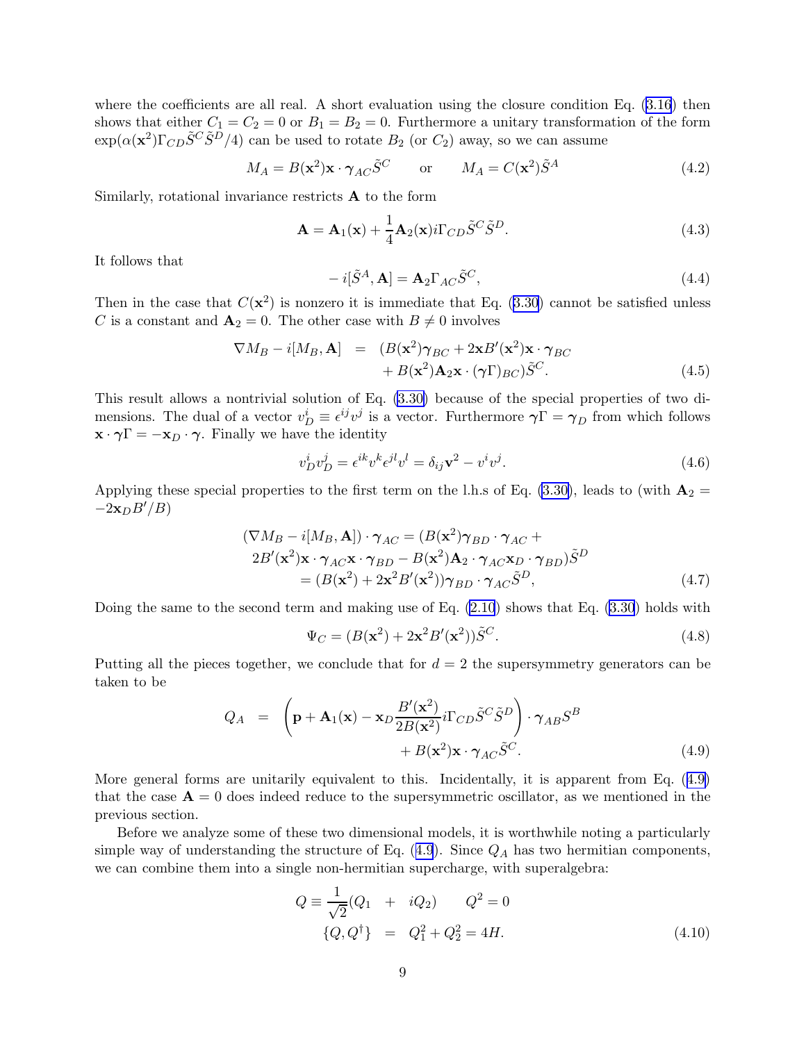where the coefficients are all real. A short evaluation using the closure condition Eq. (3.16) then shows that either $C_1 = C_2 = 0$ or $B_1 = B_2 = 0$. Furthermore a unitary transformation of the form $\exp(\alpha(\mathbf{x}^2)\Gamma_{CD}\tilde{S}^C\tilde{S}^D/4)$ can be used to rotate $B_2$ (or $C_2$) away, so we can assume

$$M_A = B(\mathbf{x}^2)\mathbf{x}\cdot\boldsymbol{\gamma}_{AC}\tilde{S}^C \qquad \text{or} \qquad M_A = C(\mathbf{x}^2)\tilde{S}^A \tag{4.2}$$

Similarly, rotational invariance restricts $\mathbf{A}$ to the form

$$\mathbf{A} = \mathbf{A}_1(\mathbf{x}) + \frac{1}{4}\mathbf{A}_2(\mathbf{x})i\Gamma_{CD}\tilde{S}^C\tilde{S}^D. \tag{4.3}$$

It follows that

$$-i[\tilde{S}^A, \mathbf{A}] = \mathbf{A}_2\Gamma_{AC}\tilde{S}^C, \tag{4.4}$$

Then in the case that $C(\mathbf{x}^2)$ is nonzero it is immediate that Eq. (3.30) cannot be satisfied unless $C$ is a constant and $\mathbf{A}_2 = 0$. The other case with $B \neq 0$ involves

$$\begin{aligned}\nabla M_B - i[M_B, \mathbf{A}] &= (B(\mathbf{x}^2)\boldsymbol{\gamma}_{BC} + 2\mathbf{x}B'(\mathbf{x}^2)\mathbf{x}\cdot\boldsymbol{\gamma}_{BC} \\ &\quad + B(\mathbf{x}^2)\mathbf{A}_2\mathbf{x}\cdot(\boldsymbol{\gamma}\Gamma)_{BC})\tilde{S}^C.\end{aligned} \tag{4.5}$$

This result allows a nontrivial solution of Eq. (3.30) because of the special properties of two dimensions. The dual of a vector $v_D^i \equiv \epsilon^{ij}v^j$ is a vector. Furthermore $\boldsymbol{\gamma}\Gamma = \boldsymbol{\gamma}_D$ from which follows $\mathbf{x}\cdot\boldsymbol{\gamma}\Gamma = -\mathbf{x}_D\cdot\boldsymbol{\gamma}$. Finally we have the identity

$$v_D^i v_D^j = \epsilon^{ik}v^k\epsilon^{jl}v^l = \delta_{ij}\mathbf{v}^2 - v^i v^j. \tag{4.6}$$

Applying these special properties to the first term on the l.h.s of Eq. (3.30), leads to (with $\mathbf{A}_2 = -2\mathbf{x}_D B'/B$)

$$\begin{aligned}(\nabla M_B - i[M_B, \mathbf{A}])\cdot\boldsymbol{\gamma}_{AC} &= (B(\mathbf{x}^2)\boldsymbol{\gamma}_{BD}\cdot\boldsymbol{\gamma}_{AC} + \\ 2B'(\mathbf{x}^2)\mathbf{x}\cdot\boldsymbol{\gamma}_{AC}\mathbf{x}\cdot\boldsymbol{\gamma}_{BD} &- B(\mathbf{x}^2)\mathbf{A}_2\cdot\boldsymbol{\gamma}_{AC}\mathbf{x}_D\cdot\boldsymbol{\gamma}_{BD})\tilde{S}^D \\ &= (B(\mathbf{x}^2) + 2\mathbf{x}^2B'(\mathbf{x}^2))\boldsymbol{\gamma}_{BD}\cdot\boldsymbol{\gamma}_{AC}\tilde{S}^D,\end{aligned} \tag{4.7}$$

Doing the same to the second term and making use of Eq. (2.10) shows that Eq. (3.30) holds with

$$\Psi_C = (B(\mathbf{x}^2) + 2\mathbf{x}^2B'(\mathbf{x}^2))\tilde{S}^C. \tag{4.8}$$

Putting all the pieces together, we conclude that for $d = 2$ the supersymmetry generators can be taken to be

$$\begin{aligned}Q_A &= \left(\mathbf{p} + \mathbf{A}_1(\mathbf{x}) - \mathbf{x}_D\frac{B'(\mathbf{x}^2)}{2B(\mathbf{x}^2)}i\Gamma_{CD}\tilde{S}^C\tilde{S}^D\right)\cdot\boldsymbol{\gamma}_{AB}S^B \\ &\qquad\qquad + B(\mathbf{x}^2)\mathbf{x}\cdot\boldsymbol{\gamma}_{AC}\tilde{S}^C.\end{aligned} \tag{4.9}$$

More general forms are unitarily equivalent to this. Incidentally, it is apparent from Eq. (4.9) that the case $\mathbf{A} = 0$ does indeed reduce to the supersymmetric oscillator, as we mentioned in the previous section.

Before we analyze some of these two dimensional models, it is worthwhile noting a particularly simple way of understanding the structure of Eq. (4.9). Since $Q_A$ has two hermitian components, we can combine them into a single non-hermitian supercharge, with superalgebra:

$$\begin{aligned}Q \equiv \frac{1}{\sqrt{2}}(Q_1 &+ iQ_2) \qquad Q^2 = 0 \\ \{Q, Q^\dagger\} &= Q_1^2 + Q_2^2 = 4H.\end{aligned} \tag{4.10}$$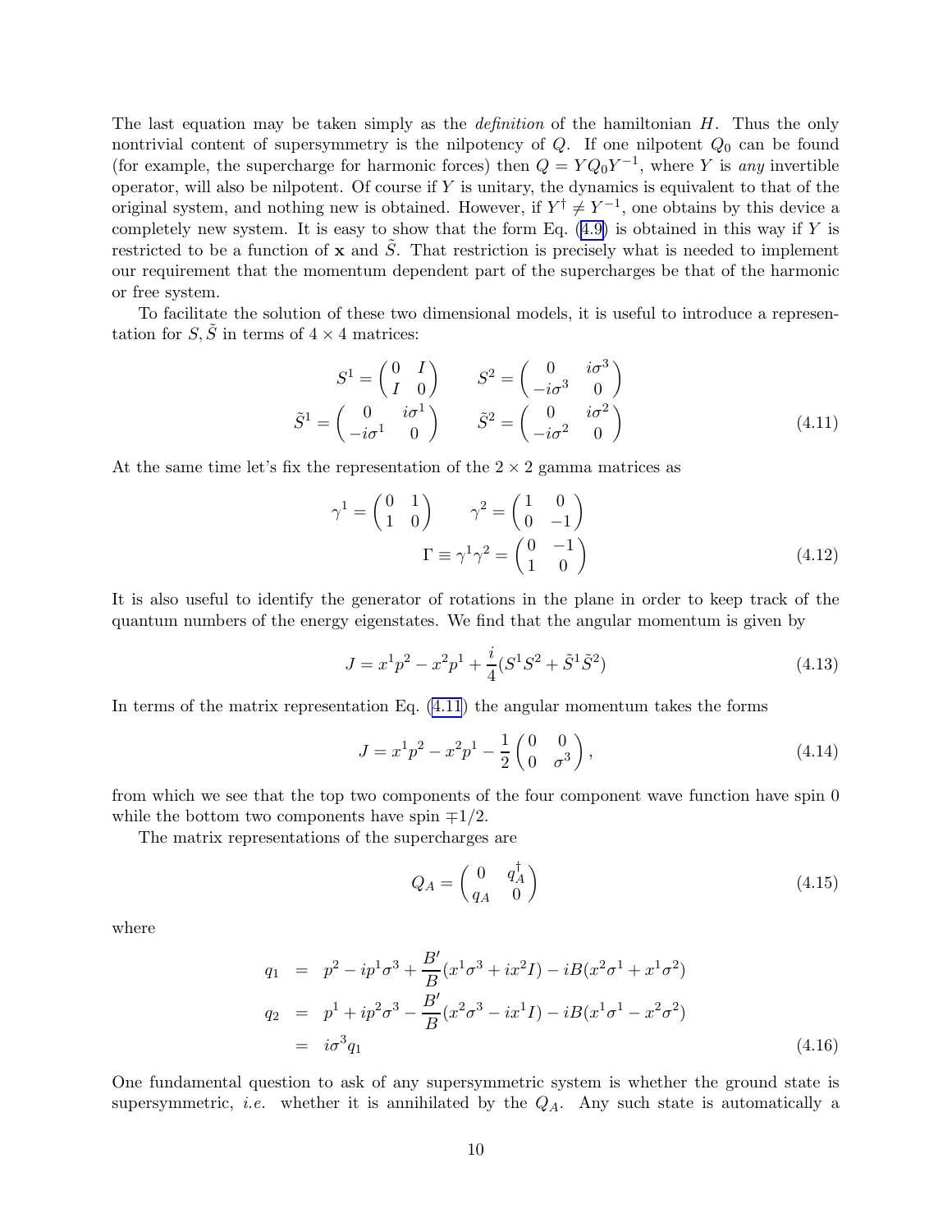The last equation may be taken simply as the *definition* of the hamiltonian $H$. Thus the only nontrivial content of supersymmetry is the nilpotency of $Q$. If one nilpotent $Q_0$ can be found (for example, the supercharge for harmonic forces) then $Q = YQ_0Y^{-1}$, where $Y$ is *any* invertible operator, will also be nilpotent. Of course if $Y$ is unitary, the dynamics is equivalent to that of the original system, and nothing new is obtained. However, if $Y^\dagger \neq Y^{-1}$, one obtains by this device a completely new system. It is easy to show that the form Eq. (4.9) is obtained in this way if $Y$ is restricted to be a function of $\mathbf{x}$ and $\tilde{S}$. That restriction is precisely what is needed to implement our requirement that the momentum dependent part of the supercharges be that of the harmonic or free system.

To facilitate the solution of these two dimensional models, it is useful to introduce a representation for $S, \tilde{S}$ in terms of $4 \times 4$ matrices:

$$
\begin{aligned}
S^1 &= \begin{pmatrix} 0 & I \\ I & 0 \end{pmatrix} \qquad S^2 = \begin{pmatrix} 0 & i\sigma^3 \\ -i\sigma^3 & 0 \end{pmatrix} \\
\tilde{S}^1 &= \begin{pmatrix} 0 & i\sigma^1 \\ -i\sigma^1 & 0 \end{pmatrix} \qquad \tilde{S}^2 = \begin{pmatrix} 0 & i\sigma^2 \\ -i\sigma^2 & 0 \end{pmatrix}
\end{aligned}
\tag{4.11}
$$

At the same time let's fix the representation of the $2 \times 2$ gamma matrices as

$$
\begin{aligned}
\gamma^1 = \begin{pmatrix} 0 & 1 \\ 1 & 0 \end{pmatrix} \qquad \gamma^2 = \begin{pmatrix} 1 & 0 \\ 0 & -1 \end{pmatrix} \\
\Gamma \equiv \gamma^1\gamma^2 = \begin{pmatrix} 0 & -1 \\ 1 & 0 \end{pmatrix}
\end{aligned}
\tag{4.12}
$$

It is also useful to identify the generator of rotations in the plane in order to keep track of the quantum numbers of the energy eigenstates. We find that the angular momentum is given by

$$
J = x^1p^2 - x^2p^1 + \frac{i}{4}(S^1S^2 + \tilde{S}^1\tilde{S}^2) \tag{4.13}
$$

In terms of the matrix representation Eq. (4.11) the angular momentum takes the forms

$$
J = x^1p^2 - x^2p^1 - \frac{1}{2}\begin{pmatrix} 0 & 0 \\ 0 & \sigma^3 \end{pmatrix}, \tag{4.14}
$$

from which we see that the top two components of the four component wave function have spin 0 while the bottom two components have spin $\mp 1/2$.

The matrix representations of the supercharges are

$$
Q_A = \begin{pmatrix} 0 & q_A^\dagger \\ q_A & 0 \end{pmatrix} \tag{4.15}
$$

where

$$
\begin{aligned}
q_1 &= p^2 - ip^1\sigma^3 + \frac{B'}{B}(x^1\sigma^3 + ix^2 I) - iB(x^2\sigma^1 + x^1\sigma^2) \\
q_2 &= p^1 + ip^2\sigma^3 - \frac{B'}{B}(x^2\sigma^3 - ix^1 I) - iB(x^1\sigma^1 - x^2\sigma^2) \\
&= i\sigma^3 q_1
\end{aligned}
\tag{4.16}
$$

One fundamental question to ask of any supersymmetric system is whether the ground state is supersymmetric, *i.e.* whether it is annihilated by the $Q_A$. Any such state is automatically a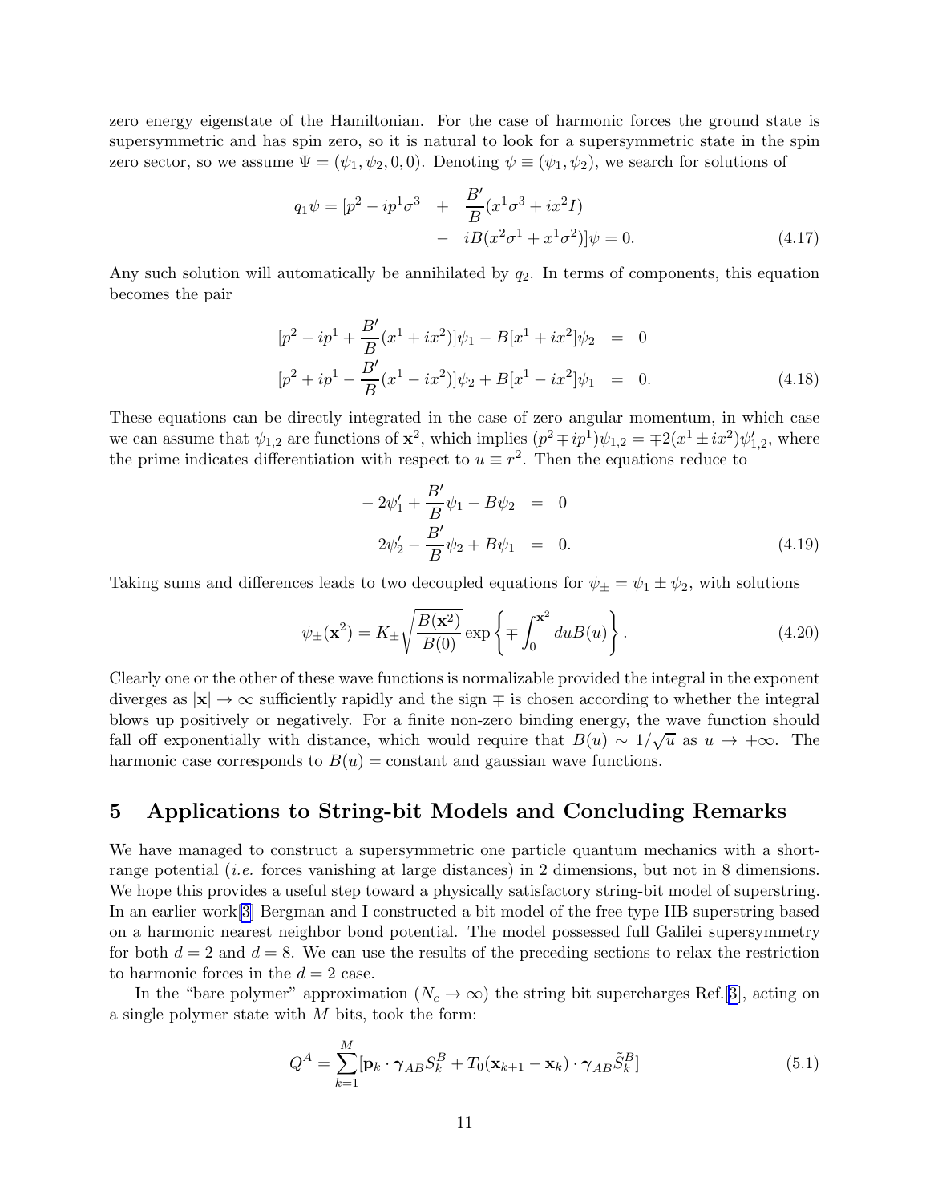zero energy eigenstate of the Hamiltonian. For the case of harmonic forces the ground state is supersymmetric and has spin zero, so it is natural to look for a supersymmetric state in the spin zero sector, so we assume $\Psi = (\psi_1, \psi_2, 0, 0)$. Denoting $\psi \equiv (\psi_1, \psi_2)$, we search for solutions of

$$
\begin{aligned}
q_1\psi = [p^2 - ip^1\sigma^3 \quad &+ \quad \frac{B'}{B}(x^1\sigma^3 + ix^2 I) \\
&- \quad iB(x^2\sigma^1 + x^1\sigma^2)]\psi = 0.
\end{aligned} \tag{4.17}
$$

Any such solution will automatically be annihilated by $q_2$. In terms of components, this equation becomes the pair

$$
\begin{aligned}
[p^2 - ip^1 + \frac{B'}{B}(x^1 + ix^2)]\psi_1 - B[x^1 + ix^2]\psi_2 &= 0 \\
[p^2 + ip^1 - \frac{B'}{B}(x^1 - ix^2)]\psi_2 + B[x^1 - ix^2]\psi_1 &= 0.
\end{aligned} \tag{4.18}
$$

These equations can be directly integrated in the case of zero angular momentum, in which case we can assume that $\psi_{1,2}$ are functions of $\mathbf{x}^2$, which implies $(p^2 \mp ip^1)\psi_{1,2} = \mp 2(x^1 \pm ix^2)\psi'_{1,2}$, where the prime indicates differentiation with respect to $u \equiv r^2$. Then the equations reduce to

$$
\begin{aligned}
-2\psi'_1 + \frac{B'}{B}\psi_1 - B\psi_2 &= 0 \\
2\psi'_2 - \frac{B'}{B}\psi_2 + B\psi_1 &= 0.
\end{aligned} \tag{4.19}
$$

Taking sums and differences leads to two decoupled equations for $\psi_\pm = \psi_1 \pm \psi_2$, with solutions

$$
\psi_\pm(\mathbf{x}^2) = K_\pm \sqrt{\frac{B(\mathbf{x}^2)}{B(0)}} \exp\left\{\mp \int_0^{\mathbf{x}^2} du B(u)\right\}. \tag{4.20}
$$

Clearly one or the other of these wave functions is normalizable provided the integral in the exponent diverges as $|\mathbf{x}| \to \infty$ sufficiently rapidly and the sign $\mp$ is chosen according to whether the integral blows up positively or negatively. For a finite non-zero binding energy, the wave function should fall off exponentially with distance, which would require that $B(u) \sim 1/\sqrt{u}$ as $u \to +\infty$. The harmonic case corresponds to $B(u) =$ constant and gaussian wave functions.

# 5 Applications to String-bit Models and Concluding Remarks

We have managed to construct a supersymmetric one particle quantum mechanics with a short-range potential (*i.e.* forces vanishing at large distances) in 2 dimensions, but not in 8 dimensions. We hope this provides a useful step toward a physically satisfactory string-bit model of superstring. In an earlier work[3] Bergman and I constructed a bit model of the free type IIB superstring based on a harmonic nearest neighbor bond potential. The model possessed full Galilei supersymmetry for both $d = 2$ and $d = 8$. We can use the results of the preceding sections to relax the restriction to harmonic forces in the $d = 2$ case.

In the "bare polymer" approximation ($N_c \to \infty$) the string bit supercharges Ref.[3], acting on a single polymer state with $M$ bits, took the form:

$$
Q^A = \sum_{k=1}^{M}[\mathbf{p}_k \cdot \boldsymbol{\gamma}_{AB} S_k^B + T_0(\mathbf{x}_{k+1} - \mathbf{x}_k) \cdot \boldsymbol{\gamma}_{AB} \tilde{S}_k^B] \tag{5.1}
$$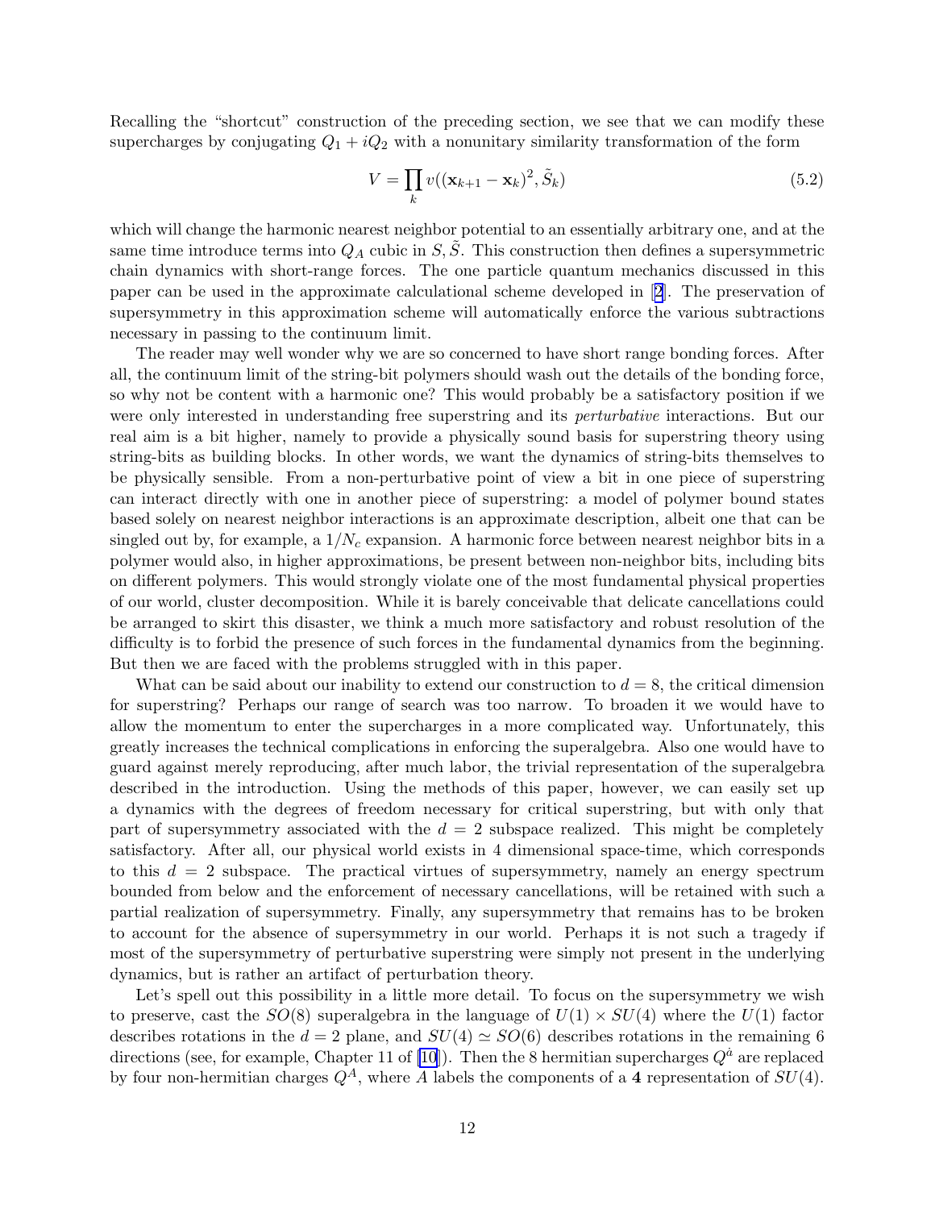Recalling the "shortcut" construction of the preceding section, we see that we can modify these supercharges by conjugating $Q_1 + iQ_2$ with a nonunitary similarity transformation of the form

$$V = \prod_k v((\mathbf{x}_{k+1} - \mathbf{x}_k)^2, \tilde{S}_k) \tag{5.2}$$

which will change the harmonic nearest neighbor potential to an essentially arbitrary one, and at the same time introduce terms into $Q_A$ cubic in $S, \tilde{S}$. This construction then defines a supersymmetric chain dynamics with short-range forces. The one particle quantum mechanics discussed in this paper can be used in the approximate calculational scheme developed in [2]. The preservation of supersymmetry in this approximation scheme will automatically enforce the various subtractions necessary in passing to the continuum limit.

The reader may well wonder why we are so concerned to have short range bonding forces. After all, the continuum limit of the string-bit polymers should wash out the details of the bonding force, so why not be content with a harmonic one? This would probably be a satisfactory position if we were only interested in understanding free superstring and its *perturbative* interactions. But our real aim is a bit higher, namely to provide a physically sound basis for superstring theory using string-bits as building blocks. In other words, we want the dynamics of string-bits themselves to be physically sensible. From a non-perturbative point of view a bit in one piece of superstring can interact directly with one in another piece of superstring: a model of polymer bound states based solely on nearest neighbor interactions is an approximate description, albeit one that can be singled out by, for example, a $1/N_c$ expansion. A harmonic force between nearest neighbor bits in a polymer would also, in higher approximations, be present between non-neighbor bits, including bits on different polymers. This would strongly violate one of the most fundamental physical properties of our world, cluster decomposition. While it is barely conceivable that delicate cancellations could be arranged to skirt this disaster, we think a much more satisfactory and robust resolution of the difficulty is to forbid the presence of such forces in the fundamental dynamics from the beginning. But then we are faced with the problems struggled with in this paper.

What can be said about our inability to extend our construction to $d = 8$, the critical dimension for superstring? Perhaps our range of search was too narrow. To broaden it we would have to allow the momentum to enter the supercharges in a more complicated way. Unfortunately, this greatly increases the technical complications in enforcing the superalgebra. Also one would have to guard against merely reproducing, after much labor, the trivial representation of the superalgebra described in the introduction. Using the methods of this paper, however, we can easily set up a dynamics with the degrees of freedom necessary for critical superstring, but with only that part of supersymmetry associated with the $d = 2$ subspace realized. This might be completely satisfactory. After all, our physical world exists in 4 dimensional space-time, which corresponds to this $d = 2$ subspace. The practical virtues of supersymmetry, namely an energy spectrum bounded from below and the enforcement of necessary cancellations, will be retained with such a partial realization of supersymmetry. Finally, any supersymmetry that remains has to be broken to account for the absence of supersymmetry in our world. Perhaps it is not such a tragedy if most of the supersymmetry of perturbative superstring were simply not present in the underlying dynamics, but is rather an artifact of perturbation theory.

Let's spell out this possibility in a little more detail. To focus on the supersymmetry we wish to preserve, cast the $SO(8)$ superalgebra in the language of $U(1) \times SU(4)$ where the $U(1)$ factor describes rotations in the $d = 2$ plane, and $SU(4) \simeq SO(6)$ describes rotations in the remaining 6 directions (see, for example, Chapter 11 of [10]). Then the 8 hermitian supercharges $Q^{\dot{a}}$ are replaced by four non-hermitian charges $Q^A$, where $A$ labels the components of a $\mathbf{4}$ representation of $SU(4)$.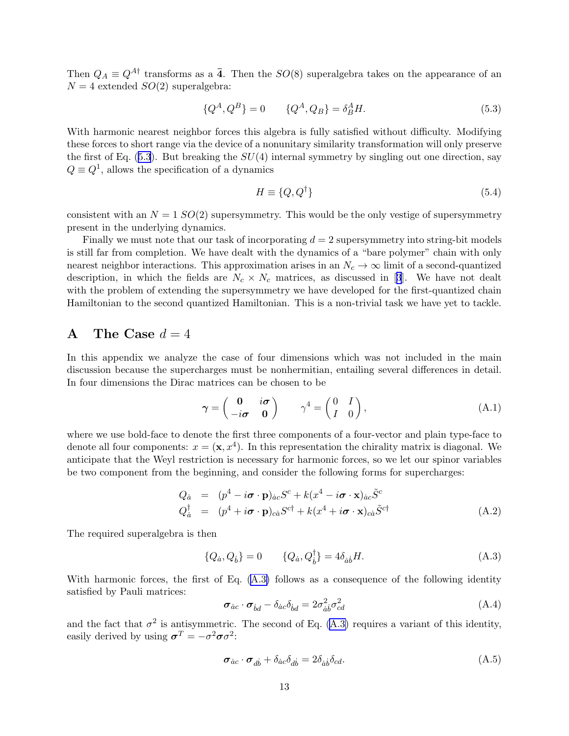Then $Q_A \equiv Q^{A\dagger}$ transforms as a $\bar{\mathbf{4}}$. Then the $SO(8)$ superalgebra takes on the appearance of an $N = 4$ extended $SO(2)$ superalgebra:

$$\{Q^A, Q^B\} = 0 \qquad \{Q^A, Q_B\} = \delta^A_B H. \tag{5.3}$$

With harmonic nearest neighbor forces this algebra is fully satisfied without difficulty. Modifying these forces to short range via the device of a nonunitary similarity transformation will only preserve the first of Eq. (5.3). But breaking the $SU(4)$ internal symmetry by singling out one direction, say $Q \equiv Q^1$, allows the specification of a dynamics

$$H \equiv \{Q, Q^\dagger\} \tag{5.4}$$

consistent with an $N = 1$ $SO(2)$ supersymmetry. This would be the only vestige of supersymmetry present in the underlying dynamics.

Finally we must note that our task of incorporating $d = 2$ supersymmetry into string-bit models is still far from completion. We have dealt with the dynamics of a "bare polymer" chain with only nearest neighbor interactions. This approximation arises in an $N_c \to \infty$ limit of a second-quantized description, in which the fields are $N_c \times N_c$ matrices, as discussed in [3]. We have not dealt with the problem of extending the supersymmetry we have developed for the first-quantized chain Hamiltonian to the second quantized Hamiltonian. This is a non-trivial task we have yet to tackle.

# A The Case $d = 4$

In this appendix we analyze the case of four dimensions which was not included in the main discussion because the supercharges must be nonhermitian, entailing several differences in detail. In four dimensions the Dirac matrices can be chosen to be

$$\boldsymbol{\gamma} = \begin{pmatrix} \mathbf{0} & i\boldsymbol{\sigma} \\ -i\boldsymbol{\sigma} & \mathbf{0} \end{pmatrix} \qquad \gamma^4 = \begin{pmatrix} 0 & I \\ I & 0 \end{pmatrix}, \tag{A.1}$$

where we use bold-face to denote the first three components of a four-vector and plain type-face to denote all four components: $x = (\mathbf{x}, x^4)$. In this representation the chirality matrix is diagonal. We anticipate that the Weyl restriction is necessary for harmonic forces, so we let our spinor variables be two component from the beginning, and consider the following forms for supercharges:

$$\begin{aligned} Q_{\dot{a}} &= (p^4 - i\boldsymbol{\sigma} \cdot \mathbf{p})_{\dot{a}c} S^c + k(x^4 - i\boldsymbol{\sigma} \cdot \mathbf{x})_{\dot{a}c} \tilde{S}^c \\ Q^\dagger_{\dot{a}} &= (p^4 + i\boldsymbol{\sigma} \cdot \mathbf{p})_{c\dot{a}} S^{c\dagger} + k(x^4 + i\boldsymbol{\sigma} \cdot \mathbf{x})_{c\dot{a}} \tilde{S}^{c\dagger} \end{aligned} \tag{A.2}$$

The required superalgebra is then

$$\{Q_{\dot{a}}, Q_{\dot{b}}\} = 0 \qquad \{Q_{\dot{a}}, Q^\dagger_{\dot{b}}\} = 4\delta_{\dot{a}\dot{b}} H. \tag{A.3}$$

With harmonic forces, the first of Eq. (A.3) follows as a consequence of the following identity satisfied by Pauli matrices:

$$\boldsymbol{\sigma}_{\dot{a}c} \cdot \boldsymbol{\sigma}_{\dot{b}d} - \delta_{\dot{a}c}\delta_{\dot{b}d} = 2\sigma^2_{\dot{a}\dot{b}}\sigma^2_{cd} \tag{A.4}$$

and the fact that $\sigma^2$ is antisymmetric. The second of Eq. (A.3) requires a variant of this identity, easily derived by using $\boldsymbol{\sigma}^T = -\sigma^2\boldsymbol{\sigma}\sigma^2$:

$$\boldsymbol{\sigma}_{\dot{a}c} \cdot \boldsymbol{\sigma}_{d\dot{b}} + \delta_{\dot{a}c}\delta_{d\dot{b}} = 2\delta_{\dot{a}\dot{b}}\delta_{cd}. \tag{A.5}$$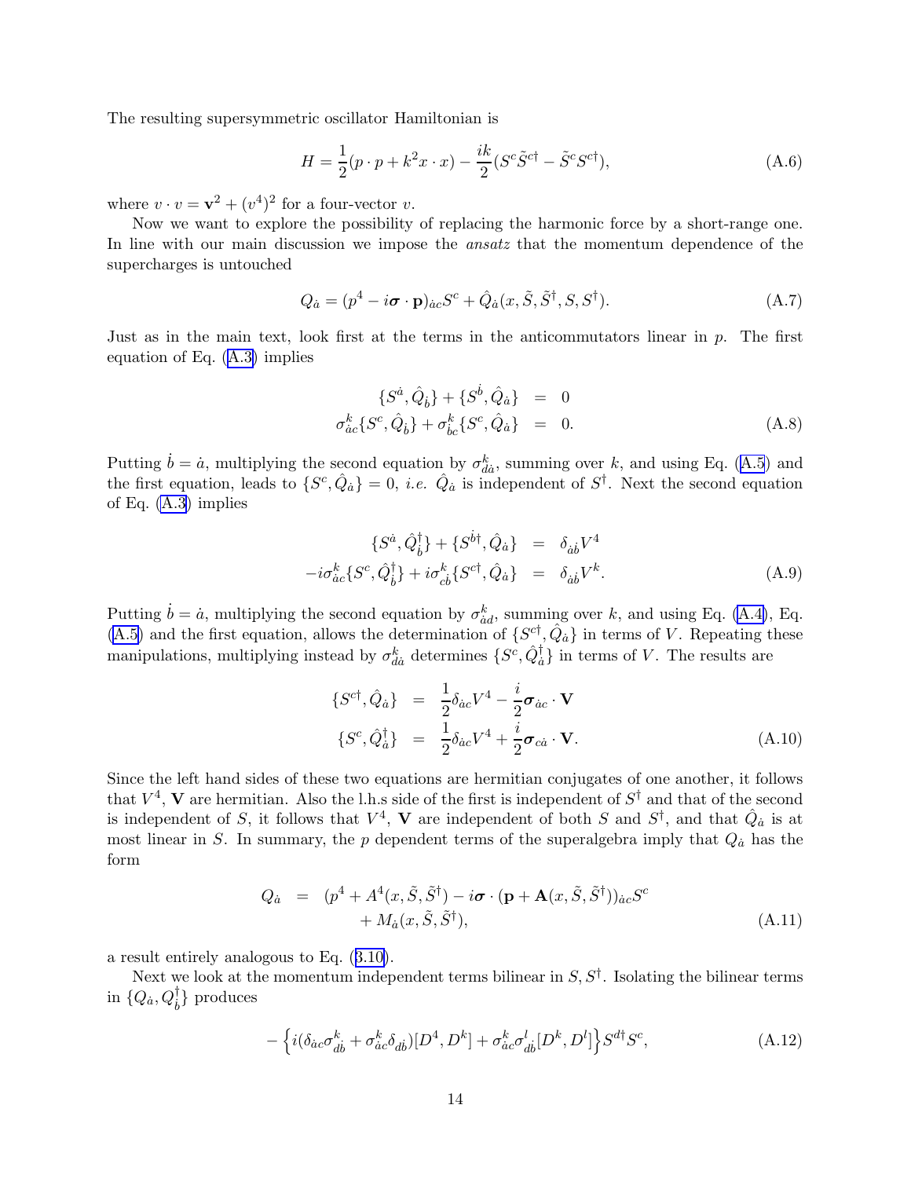The resulting supersymmetric oscillator Hamiltonian is

$$H = \frac{1}{2}(p \cdot p + k^2 x \cdot x) - \frac{ik}{2}(S^c \tilde{S}^{c\dagger} - \tilde{S}^c S^{c\dagger}), \tag{A.6}$$

where $v \cdot v = \mathbf{v}^2 + (v^4)^2$ for a four-vector $v$.

Now we want to explore the possibility of replacing the harmonic force by a short-range one. In line with our main discussion we impose the *ansatz* that the momentum dependence of the supercharges is untouched

$$Q_{\dot{a}} = (p^4 - i\boldsymbol{\sigma} \cdot \mathbf{p})_{\dot{a}c} S^c + \hat{Q}_{\dot{a}}(x, \tilde{S}, \tilde{S}^\dagger, S, S^\dagger). \tag{A.7}$$

Just as in the main text, look first at the terms in the anticommutators linear in $p$. The first equation of Eq. (A.3) implies

$$\begin{aligned} \{S^{\dot{a}}, \hat{Q}_{\dot{b}}\} + \{S^{\dot{b}}, \hat{Q}_{\dot{a}}\} &= 0 \\ \sigma^k_{\dot{a}c}\{S^c, \hat{Q}_{\dot{b}}\} + \sigma^k_{\dot{b}c}\{S^c, \hat{Q}_{\dot{a}}\} &= 0. \end{aligned} \tag{A.8}$$

Putting $\dot{b} = \dot{a}$, multiplying the second equation by $\sigma^k_{\dot{d}\dot{a}}$, summing over $k$, and using Eq. (A.5) and the first equation, leads to $\{S^c, \hat{Q}_{\dot{a}}\} = 0$, *i.e.* $\hat{Q}_{\dot{a}}$ is independent of $S^\dagger$. Next the second equation of Eq. (A.3) implies

$$\begin{aligned} \{S^{\dot{a}}, \hat{Q}^\dagger_{\dot{b}}\} + \{S^{\dot{b}\dagger}, \hat{Q}_{\dot{a}}\} &= \delta_{\dot{a}\dot{b}} V^4 \\ -i\sigma^k_{\dot{a}c}\{S^c, \hat{Q}^\dagger_{\dot{b}}\} + i\sigma^k_{c\dot{b}}\{S^{c\dagger}, \hat{Q}_{\dot{a}}\} &= \delta_{\dot{a}\dot{b}} V^k. \end{aligned} \tag{A.9}$$

Putting $\dot{b} = \dot{a}$, multiplying the second equation by $\sigma^k_{\dot{a}d}$, summing over $k$, and using Eq. (A.4), Eq. (A.5) and the first equation, allows the determination of $\{S^{c\dagger}, \hat{Q}_{\dot{a}}\}$ in terms of $V$. Repeating these manipulations, multiplying instead by $\sigma^k_{\dot{d}\dot{a}}$ determines $\{S^c, \hat{Q}^\dagger_{\dot{a}}\}$ in terms of $V$. The results are

$$\begin{aligned} \{S^{c\dagger}, \hat{Q}_{\dot{a}}\} &= \frac{1}{2}\delta_{\dot{a}c} V^4 - \frac{i}{2}\boldsymbol{\sigma}_{\dot{a}c} \cdot \mathbf{V} \\ \{S^c, \hat{Q}^\dagger_{\dot{a}}\} &= \frac{1}{2}\delta_{\dot{a}c} V^4 + \frac{i}{2}\boldsymbol{\sigma}_{c\dot{a}} \cdot \mathbf{V}. \end{aligned} \tag{A.10}$$

Since the left hand sides of these two equations are hermitian conjugates of one another, it follows that $V^4$, $\mathbf{V}$ are hermitian. Also the l.h.s side of the first is independent of $S^\dagger$ and that of the second is independent of $S$, it follows that $V^4$, $\mathbf{V}$ are independent of both $S$ and $S^\dagger$, and that $\hat{Q}_{\dot{a}}$ is at most linear in $S$. In summary, the $p$ dependent terms of the superalgebra imply that $Q_{\dot{a}}$ has the form

$$\begin{aligned} Q_{\dot{a}} &= (p^4 + A^4(x, \tilde{S}, \tilde{S}^\dagger) - i\boldsymbol{\sigma} \cdot (\mathbf{p} + \mathbf{A}(x, \tilde{S}, \tilde{S}^\dagger))_{\dot{a}c} S^c \\ &\quad + M_{\dot{a}}(x, \tilde{S}, \tilde{S}^\dagger), \end{aligned} \tag{A.11}$$

a result entirely analogous to Eq. (3.10).

Next we look at the momentum independent terms bilinear in $S, S^\dagger$. Isolating the bilinear terms in $\{Q_{\dot{a}}, Q^\dagger_{\dot{b}}\}$ produces

$$-\Big\{i(\delta_{\dot{a}c}\sigma^k_{d\dot{b}} + \sigma^k_{\dot{a}c}\delta_{d\dot{b}})[D^4, D^k] + \sigma^k_{\dot{a}c}\sigma^l_{d\dot{b}}[D^k, D^l]\Big\} S^{d\dagger} S^c, \tag{A.12}$$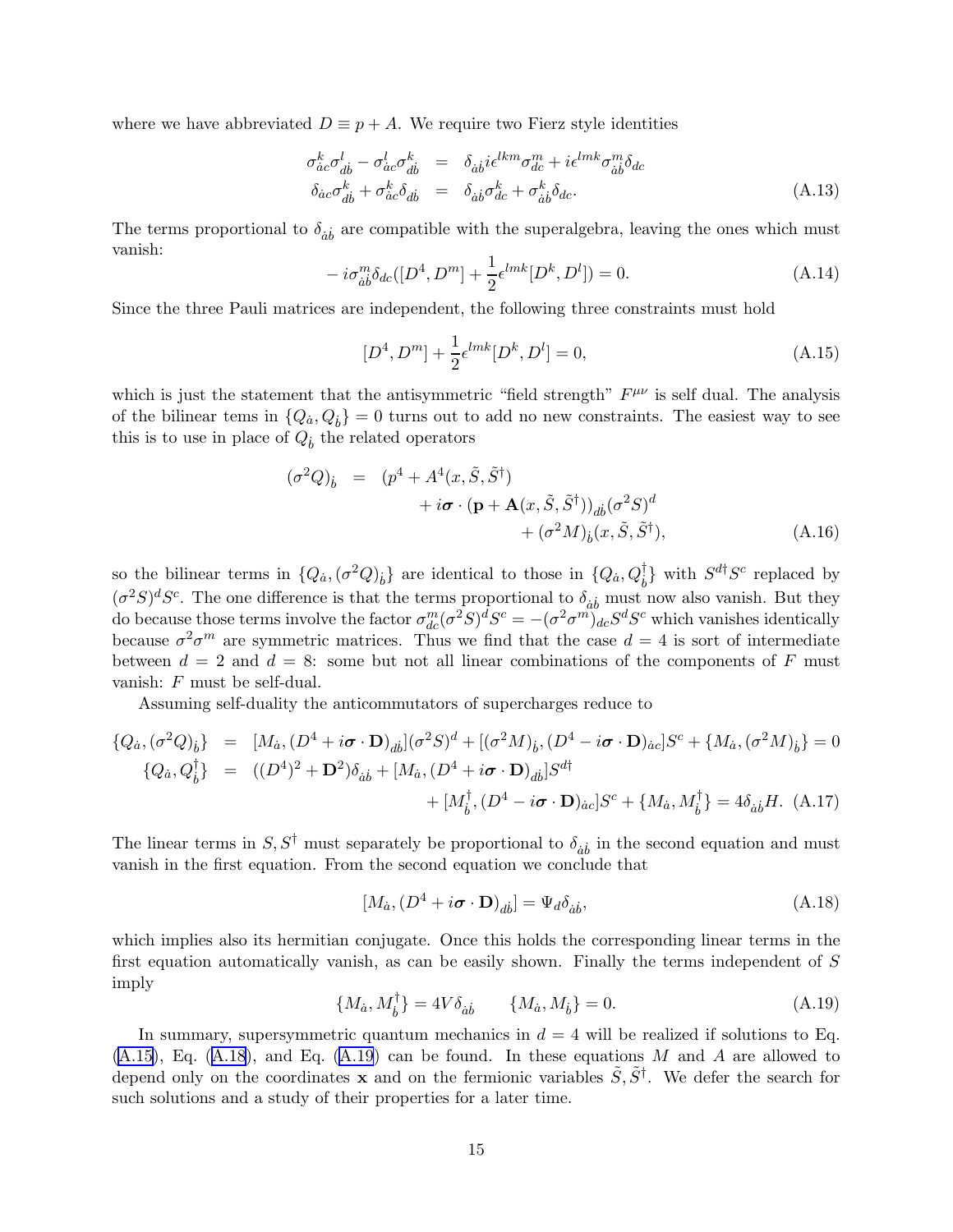where we have abbreviated $D \equiv p + A$. We require two Fierz style identities

$$
\begin{aligned}
\sigma^k_{\dot{a}c}\sigma^l_{d\dot{b}} - \sigma^l_{\dot{a}c}\sigma^k_{d\dot{b}} &= \delta_{\dot{a}\dot{b}} i\epsilon^{lkm}\sigma^m_{dc} + i\epsilon^{lmk}\sigma^m_{\dot{a}\dot{b}}\delta_{dc} \\
\delta_{\dot{a}c}\sigma^k_{d\dot{b}} + \sigma^k_{\dot{a}c}\delta_{d\dot{b}} &= \delta_{\dot{a}\dot{b}}\sigma^k_{dc} + \sigma^k_{\dot{a}\dot{b}}\delta_{dc}.
\end{aligned} \tag{A.13}
$$

The terms proportional to $\delta_{\dot{a}\dot{b}}$ are compatible with the superalgebra, leaving the ones which must vanish:

$$
-i\sigma^m_{\dot{a}\dot{b}}\delta_{dc}([D^4, D^m] + \frac{1}{2}\epsilon^{lmk}[D^k, D^l]) = 0. \tag{A.14}
$$

Since the three Pauli matrices are independent, the following three constraints must hold

$$
[D^4, D^m] + \frac{1}{2}\epsilon^{lmk}[D^k, D^l] = 0, \tag{A.15}
$$

which is just the statement that the antisymmetric "field strength" $F^{\mu\nu}$ is self dual. The analysis of the bilinear tems in $\{Q_{\dot{a}}, Q_{\dot{b}}\} = 0$ turns out to add no new constraints. The easiest way to see this is to use in place of $Q_{\dot{b}}$ the related operators

$$
\begin{aligned}
(\sigma^2 Q)_{\dot{b}} &= (p^4 + A^4(x, \tilde{S}, \tilde{S}^\dagger) \\
&\qquad + i\boldsymbol{\sigma}\cdot(\mathbf{p} + \mathbf{A}(x, \tilde{S}, \tilde{S}^\dagger))_{d\dot{b}}(\sigma^2 S)^d \\
&\qquad\qquad + (\sigma^2 M)_{\dot{b}}(x, \tilde{S}, \tilde{S}^\dagger),
\end{aligned} \tag{A.16}
$$

so the bilinear terms in $\{Q_{\dot{a}}, (\sigma^2 Q)_{\dot{b}}\}$ are identical to those in $\{Q_{\dot{a}}, Q^\dagger_{\dot{b}}\}$ with $S^{d\dagger}S^c$ replaced by $(\sigma^2 S)^d S^c$. The one difference is that the terms proportional to $\delta_{\dot{a}\dot{b}}$ must now also vanish. But they do because those terms involve the factor $\sigma^m_{dc}(\sigma^2 S)^d S^c = -(\sigma^2\sigma^m)_{dc}S^d S^c$ which vanishes identically because $\sigma^2\sigma^m$ are symmetric matrices. Thus we find that the case $d = 4$ is sort of intermediate between $d = 2$ and $d = 8$: some but not all linear combinations of the components of $F$ must vanish: $F$ must be self-dual.

Assuming self-duality the anticommutators of supercharges reduce to

$$
\begin{aligned}
\{Q_{\dot{a}}, (\sigma^2 Q)_{\dot{b}}\} &= [M_{\dot{a}}, (D^4 + i\boldsymbol{\sigma}\cdot\mathbf{D})_{d\dot{b}}](\sigma^2 S)^d + [(\sigma^2 M)_{\dot{b}}, (D^4 - i\boldsymbol{\sigma}\cdot\mathbf{D})_{\dot{a}c}]S^c + \{M_{\dot{a}}, (\sigma^2 M)_{\dot{b}}\} = 0 \\
\{Q_{\dot{a}}, Q^\dagger_{\dot{b}}\} &= ((D^4)^2 + \mathbf{D}^2)\delta_{\dot{a}\dot{b}} + [M_{\dot{a}}, (D^4 + i\boldsymbol{\sigma}\cdot\mathbf{D})_{d\dot{b}}]S^{d\dagger} \\
&\qquad + [M^\dagger_{\dot{b}}, (D^4 - i\boldsymbol{\sigma}\cdot\mathbf{D})_{\dot{a}c}]S^c + \{M_{\dot{a}}, M^\dagger_{\dot{b}}\} = 4\delta_{\dot{a}\dot{b}}H.
\end{aligned} \tag{A.17}
$$

The linear terms in $S, S^\dagger$ must separately be proportional to $\delta_{\dot{a}\dot{b}}$ in the second equation and must vanish in the first equation. From the second equation we conclude that

$$
[M_{\dot{a}}, (D^4 + i\boldsymbol{\sigma}\cdot\mathbf{D})_{d\dot{b}}] = \Psi_d\delta_{\dot{a}\dot{b}}, \tag{A.18}
$$

which implies also its hermitian conjugate. Once this holds the corresponding linear terms in the first equation automatically vanish, as can be easily shown. Finally the terms independent of $S$ imply

$$
\{M_{\dot{a}}, M^\dagger_{\dot{b}}\} = 4V\delta_{\dot{a}\dot{b}} \qquad \{M_{\dot{a}}, M_{\dot{b}}\} = 0. \tag{A.19}
$$

In summary, supersymmetric quantum mechanics in $d = 4$ will be realized if solutions to Eq. (A.15), Eq. (A.18), and Eq. (A.19) can be found. In these equations $M$ and $A$ are allowed to depend only on the coordinates $\mathbf{x}$ and on the fermionic variables $\tilde{S}, \tilde{S}^\dagger$. We defer the search for such solutions and a study of their properties for a later time.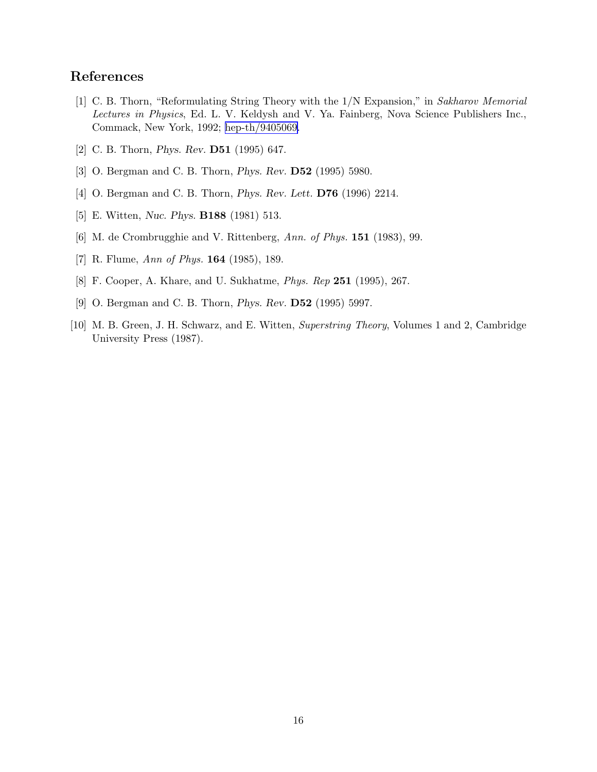## References

[1] C. B. Thorn, "Reformulating String Theory with the 1/N Expansion," in *Sakharov Memorial Lectures in Physics*, Ed. L. V. Keldysh and V. Ya. Fainberg, Nova Science Publishers Inc., Commack, New York, 1992; hep-th/9405069.

[2] C. B. Thorn, *Phys. Rev.* **D51** (1995) 647.

[3] O. Bergman and C. B. Thorn, *Phys. Rev.* **D52** (1995) 5980.

[4] O. Bergman and C. B. Thorn, *Phys. Rev. Lett.* **D76** (1996) 2214.

[5] E. Witten, *Nuc. Phys.* **B188** (1981) 513.

[6] M. de Crombrugghie and V. Rittenberg, *Ann. of Phys.* **151** (1983), 99.

[7] R. Flume, *Ann of Phys.* **164** (1985), 189.

[8] F. Cooper, A. Khare, and U. Sukhatme, *Phys. Rep* **251** (1995), 267.

[9] O. Bergman and C. B. Thorn, *Phys. Rev.* **D52** (1995) 5997.

[10] M. B. Green, J. H. Schwarz, and E. Witten, *Superstring Theory*, Volumes 1 and 2, Cambridge University Press (1987).